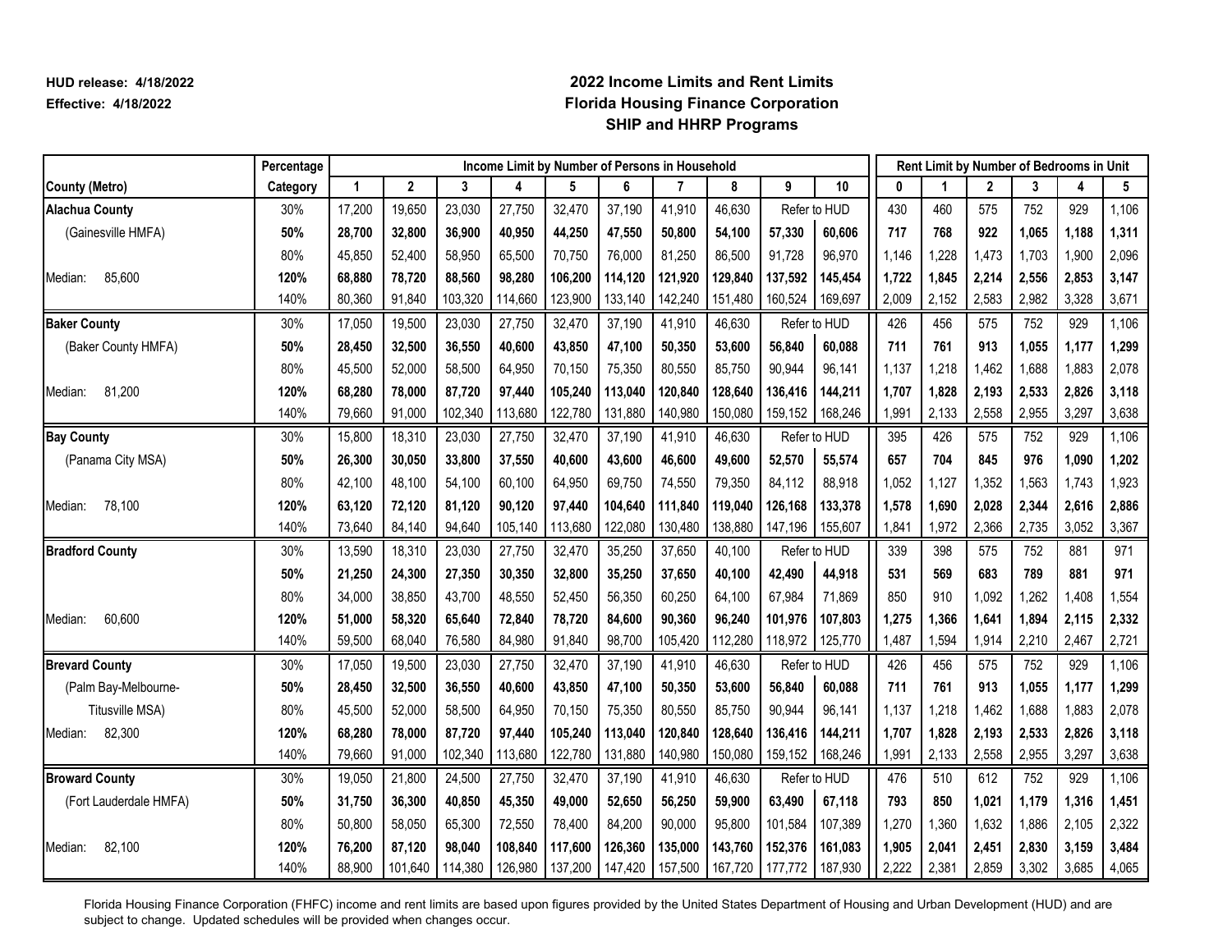HUD release: 4/18/2022
Effective: 4/18/2022

# 2022 Income Limits and Rent Limits
## Florida Housing Finance Corporation
## SHIP and HHRP Programs

| | Percentage | Income Limit by Number of Persons in Household | | | | | | | | | | Rent Limit by Number of Bedrooms in Unit | | | | | |
|---|---|---|---|---|---|---|---|---|---|---|---|---|---|---|---|---|---|
| **County (Metro)** | **Category** | **1** | **2** | **3** | **4** | **5** | **6** | **7** | **8** | **9** | **10** | **0** | **1** | **2** | **3** | **4** | **5** |
| **Alachua County** | 30% | 17,200 | 19,650 | 23,030 | 27,750 | 32,470 | 37,190 | 41,910 | 46,630 | Refer to HUD | | 430 | 460 | 575 | 752 | 929 | 1,106 |
| (Gainesville HMFA) | **50%** | **28,700** | **32,800** | **36,900** | **40,950** | **44,250** | **47,550** | **50,800** | **54,100** | **57,330** | **60,606** | **717** | **768** | **922** | **1,065** | **1,188** | **1,311** |
| | 80% | 45,850 | 52,400 | 58,950 | 65,500 | 70,750 | 76,000 | 81,250 | 86,500 | 91,728 | 96,970 | 1,146 | 1,228 | 1,473 | 1,703 | 1,900 | 2,096 |
| Median: 85,600 | **120%** | **68,880** | **78,720** | **88,560** | **98,280** | **106,200** | **114,120** | **121,920** | **129,840** | **137,592** | **145,454** | **1,722** | **1,845** | **2,214** | **2,556** | **2,853** | **3,147** |
| | 140% | 80,360 | 91,840 | 103,320 | 114,660 | 123,900 | 133,140 | 142,240 | 151,480 | 160,524 | 169,697 | 2,009 | 2,152 | 2,583 | 2,982 | 3,328 | 3,671 |
| **Baker County** | 30% | 17,050 | 19,500 | 23,030 | 27,750 | 32,470 | 37,190 | 41,910 | 46,630 | Refer to HUD | | 426 | 456 | 575 | 752 | 929 | 1,106 |
| (Baker County HMFA) | **50%** | **28,450** | **32,500** | **36,550** | **40,600** | **43,850** | **47,100** | **50,350** | **53,600** | **56,840** | **60,088** | **711** | **761** | **913** | **1,055** | **1,177** | **1,299** |
| | 80% | 45,500 | 52,000 | 58,500 | 64,950 | 70,150 | 75,350 | 80,550 | 85,750 | 90,944 | 96,141 | 1,137 | 1,218 | 1,462 | 1,688 | 1,883 | 2,078 |
| Median: 81,200 | **120%** | **68,280** | **78,000** | **87,720** | **97,440** | **105,240** | **113,040** | **120,840** | **128,640** | **136,416** | **144,211** | **1,707** | **1,828** | **2,193** | **2,533** | **2,826** | **3,118** |
| | 140% | 79,660 | 91,000 | 102,340 | 113,680 | 122,780 | 131,880 | 140,980 | 150,080 | 159,152 | 168,246 | 1,991 | 2,133 | 2,558 | 2,955 | 3,297 | 3,638 |
| **Bay County** | 30% | 15,800 | 18,310 | 23,030 | 27,750 | 32,470 | 37,190 | 41,910 | 46,630 | Refer to HUD | | 395 | 426 | 575 | 752 | 929 | 1,106 |
| (Panama City MSA) | **50%** | **26,300** | **30,050** | **33,800** | **37,550** | **40,600** | **43,600** | **46,600** | **49,600** | **52,570** | **55,574** | **657** | **704** | **845** | **976** | **1,090** | **1,202** |
| | 80% | 42,100 | 48,100 | 54,100 | 60,100 | 64,950 | 69,750 | 74,550 | 79,350 | 84,112 | 88,918 | 1,052 | 1,127 | 1,352 | 1,563 | 1,743 | 1,923 |
| Median: 78,100 | **120%** | **63,120** | **72,120** | **81,120** | **90,120** | **97,440** | **104,640** | **111,840** | **119,040** | **126,168** | **133,378** | **1,578** | **1,690** | **2,028** | **2,344** | **2,616** | **2,886** |
| | 140% | 73,640 | 84,140 | 94,640 | 105,140 | 113,680 | 122,080 | 130,480 | 138,880 | 147,196 | 155,607 | 1,841 | 1,972 | 2,366 | 2,735 | 3,052 | 3,367 |
| **Bradford County** | 30% | 13,590 | 18,310 | 23,030 | 27,750 | 32,470 | 35,250 | 37,650 | 40,100 | Refer to HUD | | 339 | 398 | 575 | 752 | 881 | 971 |
| | **50%** | **21,250** | **24,300** | **27,350** | **30,350** | **32,800** | **35,250** | **37,650** | **40,100** | **42,490** | **44,918** | **531** | **569** | **683** | **789** | **881** | **971** |
| | 80% | 34,000 | 38,850 | 43,700 | 48,550 | 52,450 | 56,350 | 60,250 | 64,100 | 67,984 | 71,869 | 850 | 910 | 1,092 | 1,262 | 1,408 | 1,554 |
| Median: 60,600 | **120%** | **51,000** | **58,320** | **65,640** | **72,840** | **78,720** | **84,600** | **90,360** | **96,240** | **101,976** | **107,803** | **1,275** | **1,366** | **1,641** | **1,894** | **2,115** | **2,332** |
| | 140% | 59,500 | 68,040 | 76,580 | 84,980 | 91,840 | 98,700 | 105,420 | 112,280 | 118,972 | 125,770 | 1,487 | 1,594 | 1,914 | 2,210 | 2,467 | 2,721 |
| **Brevard County** | 30% | 17,050 | 19,500 | 23,030 | 27,750 | 32,470 | 37,190 | 41,910 | 46,630 | Refer to HUD | | 426 | 456 | 575 | 752 | 929 | 1,106 |
| (Palm Bay-Melbourne- | **50%** | **28,450** | **32,500** | **36,550** | **40,600** | **43,850** | **47,100** | **50,350** | **53,600** | **56,840** | **60,088** | **711** | **761** | **913** | **1,055** | **1,177** | **1,299** |
| Titusville MSA) | 80% | 45,500 | 52,000 | 58,500 | 64,950 | 70,150 | 75,350 | 80,550 | 85,750 | 90,944 | 96,141 | 1,137 | 1,218 | 1,462 | 1,688 | 1,883 | 2,078 |
| Median: 82,300 | **120%** | **68,280** | **78,000** | **87,720** | **97,440** | **105,240** | **113,040** | **120,840** | **128,640** | **136,416** | **144,211** | **1,707** | **1,828** | **2,193** | **2,533** | **2,826** | **3,118** |
| | 140% | 79,660 | 91,000 | 102,340 | 113,680 | 122,780 | 131,880 | 140,980 | 150,080 | 159,152 | 168,246 | 1,991 | 2,133 | 2,558 | 2,955 | 3,297 | 3,638 |
| **Broward County** | 30% | 19,050 | 21,800 | 24,500 | 27,750 | 32,470 | 37,190 | 41,910 | 46,630 | Refer to HUD | | 476 | 510 | 612 | 752 | 929 | 1,106 |
| (Fort Lauderdale HMFA) | **50%** | **31,750** | **36,300** | **40,850** | **45,350** | **49,000** | **52,650** | **56,250** | **59,900** | **63,490** | **67,118** | **793** | **850** | **1,021** | **1,179** | **1,316** | **1,451** |
| | 80% | 50,800 | 58,050 | 65,300 | 72,550 | 78,400 | 84,200 | 90,000 | 95,800 | 101,584 | 107,389 | 1,270 | 1,360 | 1,632 | 1,886 | 2,105 | 2,322 |
| Median: 82,100 | **120%** | **76,200** | **87,120** | **98,040** | **108,840** | **117,600** | **126,360** | **135,000** | **143,760** | **152,376** | **161,083** | **1,905** | **2,041** | **2,451** | **2,830** | **3,159** | **3,484** |
| | 140% | 88,900 | 101,640 | 114,380 | 126,980 | 137,200 | 147,420 | 157,500 | 167,720 | 177,772 | 187,930 | 2,222 | 2,381 | 2,859 | 3,302 | 3,685 | 4,065 |

Florida Housing Finance Corporation (FHFC) income and rent limits are based upon figures provided by the United States Department of Housing and Urban Development (HUD) and are subject to change. Updated schedules will be provided when changes occur.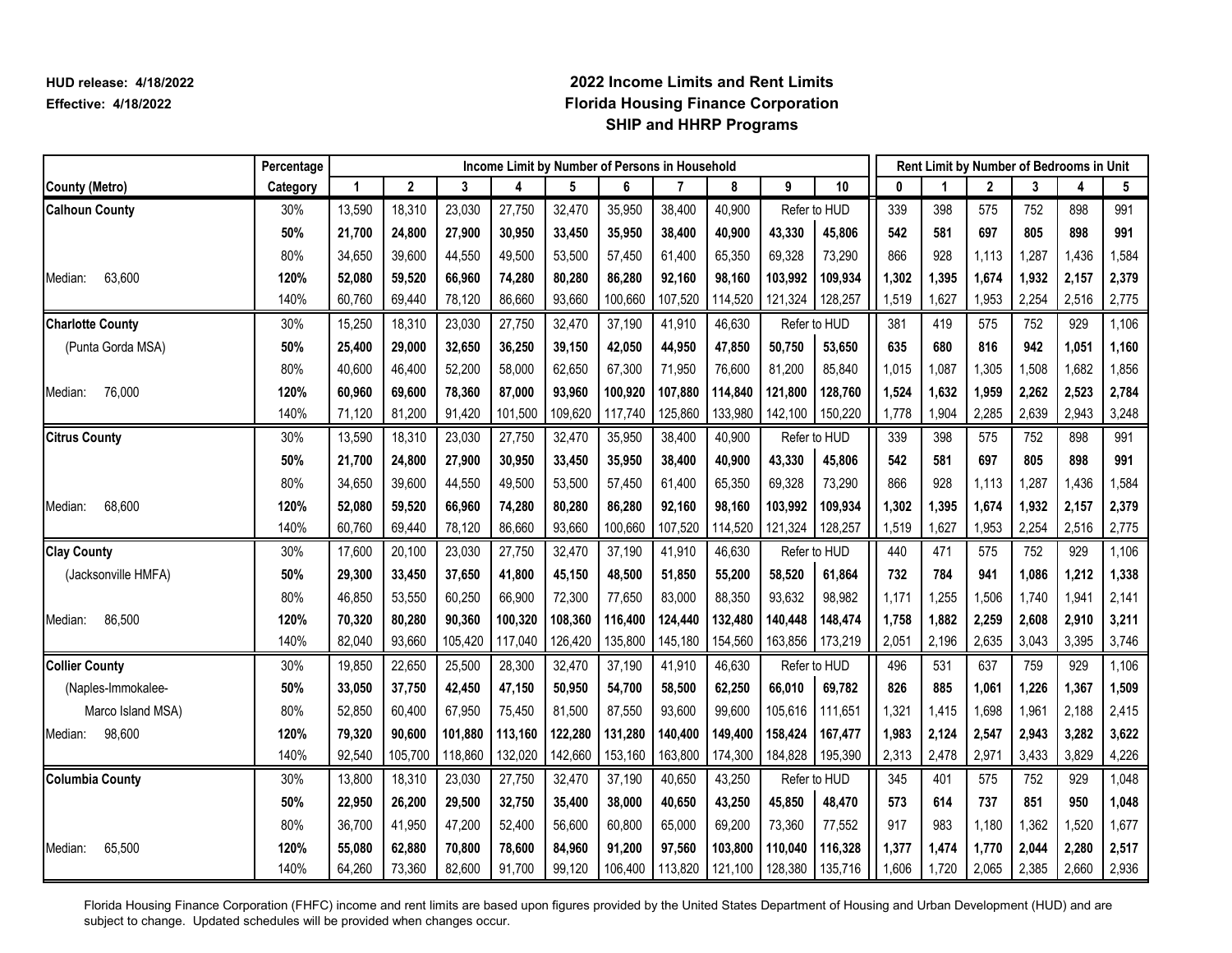HUD release: 4/18/2022
Effective: 4/18/2022

# 2022 Income Limits and Rent Limits
## Florida Housing Finance Corporation
## SHIP and HHRP Programs

| | Percentage | Income Limit by Number of Persons in Household | | | | | | | | | | Rent Limit by Number of Bedrooms in Unit | | | | | |
|---|---|---|---|---|---|---|---|---|---|---|---|---|---|---|---|---|---|
| **County (Metro)** | **Category** | **1** | **2** | **3** | **4** | **5** | **6** | **7** | **8** | **9** | **10** | **0** | **1** | **2** | **3** | **4** | **5** |
| **Calhoun County** | 30% | 13,590 | 18,310 | 23,030 | 27,750 | 32,470 | 35,950 | 38,400 | 40,900 | Refer to HUD | | 339 | 398 | 575 | 752 | 898 | 991 |
| | **50%** | **21,700** | **24,800** | **27,900** | **30,950** | **33,450** | **35,950** | **38,400** | **40,900** | **43,330** | **45,806** | **542** | **581** | **697** | **805** | **898** | **991** |
| | 80% | 34,650 | 39,600 | 44,550 | 49,500 | 53,500 | 57,450 | 61,400 | 65,350 | 69,328 | 73,290 | 866 | 928 | 1,113 | 1,287 | 1,436 | 1,584 |
| Median: 63,600 | **120%** | **52,080** | **59,520** | **66,960** | **74,280** | **80,280** | **86,280** | **92,160** | **98,160** | **103,992** | **109,934** | **1,302** | **1,395** | **1,674** | **1,932** | **2,157** | **2,379** |
| | 140% | 60,760 | 69,440 | 78,120 | 86,660 | 93,660 | 100,660 | 107,520 | 114,520 | 121,324 | 128,257 | 1,519 | 1,627 | 1,953 | 2,254 | 2,516 | 2,775 |
| **Charlotte County** | 30% | 15,250 | 18,310 | 23,030 | 27,750 | 32,470 | 37,190 | 41,910 | 46,630 | Refer to HUD | | 381 | 419 | 575 | 752 | 929 | 1,106 |
| (Punta Gorda MSA) | **50%** | **25,400** | **29,000** | **32,650** | **36,250** | **39,150** | **42,050** | **44,950** | **47,850** | **50,750** | **53,650** | **635** | **680** | **816** | **942** | **1,051** | **1,160** |
| | 80% | 40,600 | 46,400 | 52,200 | 58,000 | 62,650 | 67,300 | 71,950 | 76,600 | 81,200 | 85,840 | 1,015 | 1,087 | 1,305 | 1,508 | 1,682 | 1,856 |
| Median: 76,000 | **120%** | **60,960** | **69,600** | **78,360** | **87,000** | **93,960** | **100,920** | **107,880** | **114,840** | **121,800** | **128,760** | **1,524** | **1,632** | **1,959** | **2,262** | **2,523** | **2,784** |
| | 140% | 71,120 | 81,200 | 91,420 | 101,500 | 109,620 | 117,740 | 125,860 | 133,980 | 142,100 | 150,220 | 1,778 | 1,904 | 2,285 | 2,639 | 2,943 | 3,248 |
| **Citrus County** | 30% | 13,590 | 18,310 | 23,030 | 27,750 | 32,470 | 35,950 | 38,400 | 40,900 | Refer to HUD | | 339 | 398 | 575 | 752 | 898 | 991 |
| | **50%** | **21,700** | **24,800** | **27,900** | **30,950** | **33,450** | **35,950** | **38,400** | **40,900** | **43,330** | **45,806** | **542** | **581** | **697** | **805** | **898** | **991** |
| | 80% | 34,650 | 39,600 | 44,550 | 49,500 | 53,500 | 57,450 | 61,400 | 65,350 | 69,328 | 73,290 | 866 | 928 | 1,113 | 1,287 | 1,436 | 1,584 |
| Median: 68,600 | **120%** | **52,080** | **59,520** | **66,960** | **74,280** | **80,280** | **86,280** | **92,160** | **98,160** | **103,992** | **109,934** | **1,302** | **1,395** | **1,674** | **1,932** | **2,157** | **2,379** |
| | 140% | 60,760 | 69,440 | 78,120 | 86,660 | 93,660 | 100,660 | 107,520 | 114,520 | 121,324 | 128,257 | 1,519 | 1,627 | 1,953 | 2,254 | 2,516 | 2,775 |
| **Clay County** | 30% | 17,600 | 20,100 | 23,030 | 27,750 | 32,470 | 37,190 | 41,910 | 46,630 | Refer to HUD | | 440 | 471 | 575 | 752 | 929 | 1,106 |
| (Jacksonville HMFA) | **50%** | **29,300** | **33,450** | **37,650** | **41,800** | **45,150** | **48,500** | **51,850** | **55,200** | **58,520** | **61,864** | **732** | **784** | **941** | **1,086** | **1,212** | **1,338** |
| | 80% | 46,850 | 53,550 | 60,250 | 66,900 | 72,300 | 77,650 | 83,000 | 88,350 | 93,632 | 98,982 | 1,171 | 1,255 | 1,506 | 1,740 | 1,941 | 2,141 |
| Median: 86,500 | **120%** | **70,320** | **80,280** | **90,360** | **100,320** | **108,360** | **116,400** | **124,440** | **132,480** | **140,448** | **148,474** | **1,758** | **1,882** | **2,259** | **2,608** | **2,910** | **3,211** |
| | 140% | 82,040 | 93,660 | 105,420 | 117,040 | 126,420 | 135,800 | 145,180 | 154,560 | 163,856 | 173,219 | 2,051 | 2,196 | 2,635 | 3,043 | 3,395 | 3,746 |
| **Collier County** | 30% | 19,850 | 22,650 | 25,500 | 28,300 | 32,470 | 37,190 | 41,910 | 46,630 | Refer to HUD | | 496 | 531 | 637 | 759 | 929 | 1,106 |
| (Naples-Immokalee- | **50%** | **33,050** | **37,750** | **42,450** | **47,150** | **50,950** | **54,700** | **58,500** | **62,250** | **66,010** | **69,782** | **826** | **885** | **1,061** | **1,226** | **1,367** | **1,509** |
| Marco Island MSA) | 80% | 52,850 | 60,400 | 67,950 | 75,450 | 81,500 | 87,550 | 93,600 | 99,600 | 105,616 | 111,651 | 1,321 | 1,415 | 1,698 | 1,961 | 2,188 | 2,415 |
| Median: 98,600 | **120%** | **79,320** | **90,600** | **101,880** | **113,160** | **122,280** | **131,280** | **140,400** | **149,400** | **158,424** | **167,477** | **1,983** | **2,124** | **2,547** | **2,943** | **3,282** | **3,622** |
| | 140% | 92,540 | 105,700 | 118,860 | 132,020 | 142,660 | 153,160 | 163,800 | 174,300 | 184,828 | 195,390 | 2,313 | 2,478 | 2,971 | 3,433 | 3,829 | 4,226 |
| **Columbia County** | 30% | 13,800 | 18,310 | 23,030 | 27,750 | 32,470 | 37,190 | 40,650 | 43,250 | Refer to HUD | | 345 | 401 | 575 | 752 | 929 | 1,048 |
| | **50%** | **22,950** | **26,200** | **29,500** | **32,750** | **35,400** | **38,000** | **40,650** | **43,250** | **45,850** | **48,470** | **573** | **614** | **737** | **851** | **950** | **1,048** |
| | 80% | 36,700 | 41,950 | 47,200 | 52,400 | 56,600 | 60,800 | 65,000 | 69,200 | 73,360 | 77,552 | 917 | 983 | 1,180 | 1,362 | 1,520 | 1,677 |
| Median: 65,500 | **120%** | **55,080** | **62,880** | **70,800** | **78,600** | **84,960** | **91,200** | **97,560** | **103,800** | **110,040** | **116,328** | **1,377** | **1,474** | **1,770** | **2,044** | **2,280** | **2,517** |
| | 140% | 64,260 | 73,360 | 82,600 | 91,700 | 99,120 | 106,400 | 113,820 | 121,100 | 128,380 | 135,716 | 1,606 | 1,720 | 2,065 | 2,385 | 2,660 | 2,936 |

Florida Housing Finance Corporation (FHFC) income and rent limits are based upon figures provided by the United States Department of Housing and Urban Development (HUD) and are subject to change. Updated schedules will be provided when changes occur.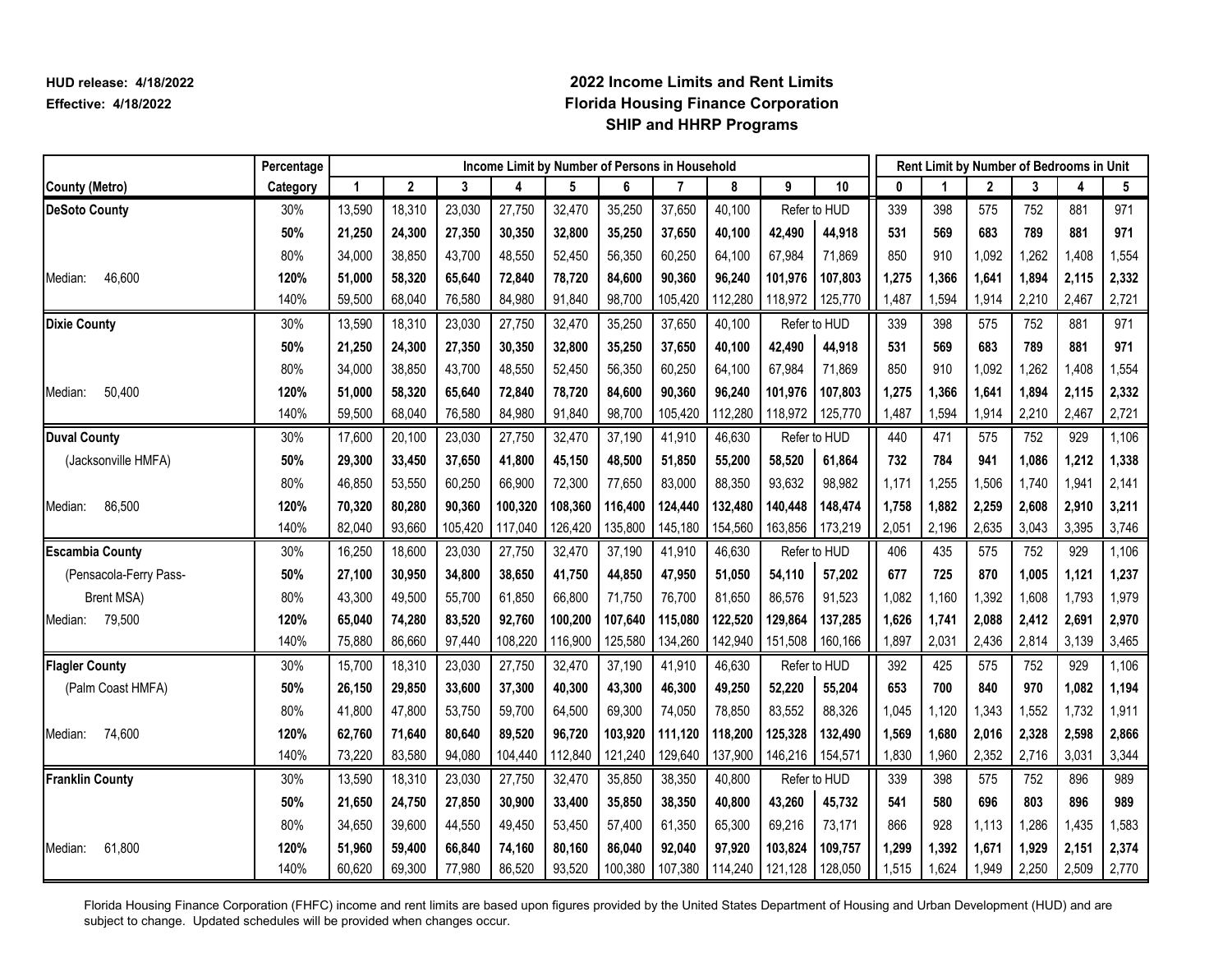HUD release: 4/18/2022
Effective: 4/18/2022

# 2022 Income Limits and Rent Limits
## Florida Housing Finance Corporation
## SHIP and HHRP Programs

| County (Metro) | Percentage Category | Income Limit by Number of Persons in Household: 1 | 2 | 3 | 4 | 5 | 6 | 7 | 8 | 9 | 10 | Rent Limit by Number of Bedrooms in Unit: 0 | 1 | 2 | 3 | 4 | 5 |
|---|---|---|---|---|---|---|---|---|---|---|---|---|---|---|---|---|---|
| **DeSoto County** | 30% | 13,590 | 18,310 | 23,030 | 27,750 | 32,470 | 35,250 | 37,650 | 40,100 | Refer to HUD | | 339 | 398 | 575 | 752 | 881 | 971 |
| | **50%** | **21,250** | **24,300** | **27,350** | **30,350** | **32,800** | **35,250** | **37,650** | **40,100** | **42,490** | **44,918** | **531** | **569** | **683** | **789** | **881** | **971** |
| | 80% | 34,000 | 38,850 | 43,700 | 48,550 | 52,450 | 56,350 | 60,250 | 64,100 | 67,984 | 71,869 | 850 | 910 | 1,092 | 1,262 | 1,408 | 1,554 |
| Median: 46,600 | **120%** | **51,000** | **58,320** | **65,640** | **72,840** | **78,720** | **84,600** | **90,360** | **96,240** | **101,976** | **107,803** | **1,275** | **1,366** | **1,641** | **1,894** | **2,115** | **2,332** |
| | 140% | 59,500 | 68,040 | 76,580 | 84,980 | 91,840 | 98,700 | 105,420 | 112,280 | 118,972 | 125,770 | 1,487 | 1,594 | 1,914 | 2,210 | 2,467 | 2,721 |
| **Dixie County** | 30% | 13,590 | 18,310 | 23,030 | 27,750 | 32,470 | 35,250 | 37,650 | 40,100 | Refer to HUD | | 339 | 398 | 575 | 752 | 881 | 971 |
| | **50%** | **21,250** | **24,300** | **27,350** | **30,350** | **32,800** | **35,250** | **37,650** | **40,100** | **42,490** | **44,918** | **531** | **569** | **683** | **789** | **881** | **971** |
| | 80% | 34,000 | 38,850 | 43,700 | 48,550 | 52,450 | 56,350 | 60,250 | 64,100 | 67,984 | 71,869 | 850 | 910 | 1,092 | 1,262 | 1,408 | 1,554 |
| Median: 50,400 | **120%** | **51,000** | **58,320** | **65,640** | **72,840** | **78,720** | **84,600** | **90,360** | **96,240** | **101,976** | **107,803** | **1,275** | **1,366** | **1,641** | **1,894** | **2,115** | **2,332** |
| | 140% | 59,500 | 68,040 | 76,580 | 84,980 | 91,840 | 98,700 | 105,420 | 112,280 | 118,972 | 125,770 | 1,487 | 1,594 | 1,914 | 2,210 | 2,467 | 2,721 |
| **Duval County** | 30% | 17,600 | 20,100 | 23,030 | 27,750 | 32,470 | 37,190 | 41,910 | 46,630 | Refer to HUD | | 440 | 471 | 575 | 752 | 929 | 1,106 |
| (Jacksonville HMFA) | **50%** | **29,300** | **33,450** | **37,650** | **41,800** | **45,150** | **48,500** | **51,850** | **55,200** | **58,520** | **61,864** | **732** | **784** | **941** | **1,086** | **1,212** | **1,338** |
| | 80% | 46,850 | 53,550 | 60,250 | 66,900 | 72,300 | 77,650 | 83,000 | 88,350 | 93,632 | 98,982 | 1,171 | 1,255 | 1,506 | 1,740 | 1,941 | 2,141 |
| Median: 86,500 | **120%** | **70,320** | **80,280** | **90,360** | **100,320** | **108,360** | **116,400** | **124,440** | **132,480** | **140,448** | **148,474** | **1,758** | **1,882** | **2,259** | **2,608** | **2,910** | **3,211** |
| | 140% | 82,040 | 93,660 | 105,420 | 117,040 | 126,420 | 135,800 | 145,180 | 154,560 | 163,856 | 173,219 | 2,051 | 2,196 | 2,635 | 3,043 | 3,395 | 3,746 |
| **Escambia County** | 30% | 16,250 | 18,600 | 23,030 | 27,750 | 32,470 | 37,190 | 41,910 | 46,630 | Refer to HUD | | 406 | 435 | 575 | 752 | 929 | 1,106 |
| (Pensacola-Ferry Pass- | **50%** | **27,100** | **30,950** | **34,800** | **38,650** | **41,750** | **44,850** | **47,950** | **51,050** | **54,110** | **57,202** | **677** | **725** | **870** | **1,005** | **1,121** | **1,237** |
| Brent MSA) | 80% | 43,300 | 49,500 | 55,700 | 61,850 | 66,800 | 71,750 | 76,700 | 81,650 | 86,576 | 91,523 | 1,082 | 1,160 | 1,392 | 1,608 | 1,793 | 1,979 |
| Median: 79,500 | **120%** | **65,040** | **74,280** | **83,520** | **92,760** | **100,200** | **107,640** | **115,080** | **122,520** | **129,864** | **137,285** | **1,626** | **1,741** | **2,088** | **2,412** | **2,691** | **2,970** |
| | 140% | 75,880 | 86,660 | 97,440 | 108,220 | 116,900 | 125,580 | 134,260 | 142,940 | 151,508 | 160,166 | 1,897 | 2,031 | 2,436 | 2,814 | 3,139 | 3,465 |
| **Flagler County** | 30% | 15,700 | 18,310 | 23,030 | 27,750 | 32,470 | 37,190 | 41,910 | 46,630 | Refer to HUD | | 392 | 425 | 575 | 752 | 929 | 1,106 |
| (Palm Coast HMFA) | **50%** | **26,150** | **29,850** | **33,600** | **37,300** | **40,300** | **43,300** | **46,300** | **49,250** | **52,220** | **55,204** | **653** | **700** | **840** | **970** | **1,082** | **1,194** |
| | 80% | 41,800 | 47,800 | 53,750 | 59,700 | 64,500 | 69,300 | 74,050 | 78,850 | 83,552 | 88,326 | 1,045 | 1,120 | 1,343 | 1,552 | 1,732 | 1,911 |
| Median: 74,600 | **120%** | **62,760** | **71,640** | **80,640** | **89,520** | **96,720** | **103,920** | **111,120** | **118,200** | **125,328** | **132,490** | **1,569** | **1,680** | **2,016** | **2,328** | **2,598** | **2,866** |
| | 140% | 73,220 | 83,580 | 94,080 | 104,440 | 112,840 | 121,240 | 129,640 | 137,900 | 146,216 | 154,571 | 1,830 | 1,960 | 2,352 | 2,716 | 3,031 | 3,344 |
| **Franklin County** | 30% | 13,590 | 18,310 | 23,030 | 27,750 | 32,470 | 35,850 | 38,350 | 40,800 | Refer to HUD | | 339 | 398 | 575 | 752 | 896 | 989 |
| | **50%** | **21,650** | **24,750** | **27,850** | **30,900** | **33,400** | **35,850** | **38,350** | **40,800** | **43,260** | **45,732** | **541** | **580** | **696** | **803** | **896** | **989** |
| | 80% | 34,650 | 39,600 | 44,550 | 49,450 | 53,450 | 57,400 | 61,350 | 65,300 | 69,216 | 73,171 | 866 | 928 | 1,113 | 1,286 | 1,435 | 1,583 |
| Median: 61,800 | **120%** | **51,960** | **59,400** | **66,840** | **74,160** | **80,160** | **86,040** | **92,040** | **97,920** | **103,824** | **109,757** | **1,299** | **1,392** | **1,671** | **1,929** | **2,151** | **2,374** |
| | 140% | 60,620 | 69,300 | 77,980 | 86,520 | 93,520 | 100,380 | 107,380 | 114,240 | 121,128 | 128,050 | 1,515 | 1,624 | 1,949 | 2,250 | 2,509 | 2,770 |

Florida Housing Finance Corporation (FHFC) income and rent limits are based upon figures provided by the United States Department of Housing and Urban Development (HUD) and are subject to change. Updated schedules will be provided when changes occur.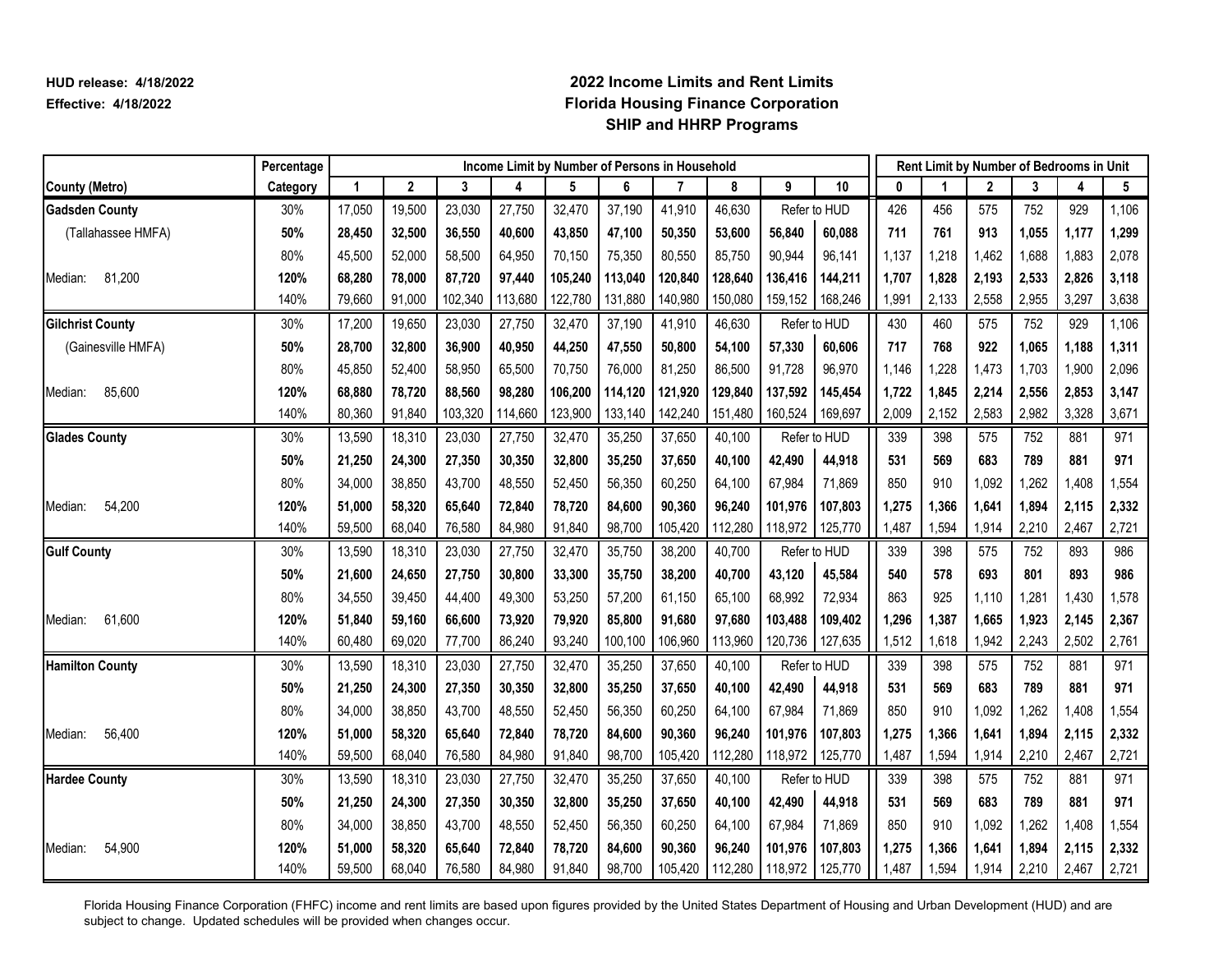HUD release: 4/18/2022
Effective: 4/18/2022

# 2022 Income Limits and Rent Limits
## Florida Housing Finance Corporation
## SHIP and HHRP Programs

| County (Metro) | Percentage Category | Income Limit by Number of Persons in Household | | | | | | | | | | Rent Limit by Number of Bedrooms in Unit | | | | | |
|---|---|---|---|---|---|---|---|---|---|---|---|---|---|---|---|---|---|
| | | 1 | 2 | 3 | 4 | 5 | 6 | 7 | 8 | 9 | 10 | 0 | 1 | 2 | 3 | 4 | 5 |
| **Gadsden County** | 30% | 17,050 | 19,500 | 23,030 | 27,750 | 32,470 | 37,190 | 41,910 | 46,630 | Refer to HUD | | 426 | 456 | 575 | 752 | 929 | 1,106 |
| (Tallahassee HMFA) | **50%** | **28,450** | **32,500** | **36,550** | **40,600** | **43,850** | **47,100** | **50,350** | **53,600** | **56,840** | **60,088** | **711** | **761** | **913** | **1,055** | **1,177** | **1,299** |
| | 80% | 45,500 | 52,000 | 58,500 | 64,950 | 70,150 | 75,350 | 80,550 | 85,750 | 90,944 | 96,141 | 1,137 | 1,218 | 1,462 | 1,688 | 1,883 | 2,078 |
| Median: 81,200 | **120%** | **68,280** | **78,000** | **87,720** | **97,440** | **105,240** | **113,040** | **120,840** | **128,640** | **136,416** | **144,211** | **1,707** | **1,828** | **2,193** | **2,533** | **2,826** | **3,118** |
| | 140% | 79,660 | 91,000 | 102,340 | 113,680 | 122,780 | 131,880 | 140,980 | 150,080 | 159,152 | 168,246 | 1,991 | 2,133 | 2,558 | 2,955 | 3,297 | 3,638 |
| **Gilchrist County** | 30% | 17,200 | 19,650 | 23,030 | 27,750 | 32,470 | 37,190 | 41,910 | 46,630 | Refer to HUD | | 430 | 460 | 575 | 752 | 929 | 1,106 |
| (Gainesville HMFA) | **50%** | **28,700** | **32,800** | **36,900** | **40,950** | **44,250** | **47,550** | **50,800** | **54,100** | **57,330** | **60,606** | **717** | **768** | **922** | **1,065** | **1,188** | **1,311** |
| | 80% | 45,850 | 52,400 | 58,950 | 65,500 | 70,750 | 76,000 | 81,250 | 86,500 | 91,728 | 96,970 | 1,146 | 1,228 | 1,473 | 1,703 | 1,900 | 2,096 |
| Median: 85,600 | **120%** | **68,880** | **78,720** | **88,560** | **98,280** | **106,200** | **114,120** | **121,920** | **129,840** | **137,592** | **145,454** | **1,722** | **1,845** | **2,214** | **2,556** | **2,853** | **3,147** |
| | 140% | 80,360 | 91,840 | 103,320 | 114,660 | 123,900 | 133,140 | 142,240 | 151,480 | 160,524 | 169,697 | 2,009 | 2,152 | 2,583 | 2,982 | 3,328 | 3,671 |
| **Glades County** | 30% | 13,590 | 18,310 | 23,030 | 27,750 | 32,470 | 35,250 | 37,650 | 40,100 | Refer to HUD | | 339 | 398 | 575 | 752 | 881 | 971 |
| | **50%** | **21,250** | **24,300** | **27,350** | **30,350** | **32,800** | **35,250** | **37,650** | **40,100** | **42,490** | **44,918** | **531** | **569** | **683** | **789** | **881** | **971** |
| | 80% | 34,000 | 38,850 | 43,700 | 48,550 | 52,450 | 56,350 | 60,250 | 64,100 | 67,984 | 71,869 | 850 | 910 | 1,092 | 1,262 | 1,408 | 1,554 |
| Median: 54,200 | **120%** | **51,000** | **58,320** | **65,640** | **72,840** | **78,720** | **84,600** | **90,360** | **96,240** | **101,976** | **107,803** | **1,275** | **1,366** | **1,641** | **1,894** | **2,115** | **2,332** |
| | 140% | 59,500 | 68,040 | 76,580 | 84,980 | 91,840 | 98,700 | 105,420 | 112,280 | 118,972 | 125,770 | 1,487 | 1,594 | 1,914 | 2,210 | 2,467 | 2,721 |
| **Gulf County** | 30% | 13,590 | 18,310 | 23,030 | 27,750 | 32,470 | 35,750 | 38,200 | 40,700 | Refer to HUD | | 339 | 398 | 575 | 752 | 893 | 986 |
| | **50%** | **21,600** | **24,650** | **27,750** | **30,800** | **33,300** | **35,750** | **38,200** | **40,700** | **43,120** | **45,584** | **540** | **578** | **693** | **801** | **893** | **986** |
| | 80% | 34,550 | 39,450 | 44,400 | 49,300 | 53,250 | 57,200 | 61,150 | 65,100 | 68,992 | 72,934 | 863 | 925 | 1,110 | 1,281 | 1,430 | 1,578 |
| Median: 61,600 | **120%** | **51,840** | **59,160** | **66,600** | **73,920** | **79,920** | **85,800** | **91,680** | **97,680** | **103,488** | **109,402** | **1,296** | **1,387** | **1,665** | **1,923** | **2,145** | **2,367** |
| | 140% | 60,480 | 69,020 | 77,700 | 86,240 | 93,240 | 100,100 | 106,960 | 113,960 | 120,736 | 127,635 | 1,512 | 1,618 | 1,942 | 2,243 | 2,502 | 2,761 |
| **Hamilton County** | 30% | 13,590 | 18,310 | 23,030 | 27,750 | 32,470 | 35,250 | 37,650 | 40,100 | Refer to HUD | | 339 | 398 | 575 | 752 | 881 | 971 |
| | **50%** | **21,250** | **24,300** | **27,350** | **30,350** | **32,800** | **35,250** | **37,650** | **40,100** | **42,490** | **44,918** | **531** | **569** | **683** | **789** | **881** | **971** |
| | 80% | 34,000 | 38,850 | 43,700 | 48,550 | 52,450 | 56,350 | 60,250 | 64,100 | 67,984 | 71,869 | 850 | 910 | 1,092 | 1,262 | 1,408 | 1,554 |
| Median: 56,400 | **120%** | **51,000** | **58,320** | **65,640** | **72,840** | **78,720** | **84,600** | **90,360** | **96,240** | **101,976** | **107,803** | **1,275** | **1,366** | **1,641** | **1,894** | **2,115** | **2,332** |
| | 140% | 59,500 | 68,040 | 76,580 | 84,980 | 91,840 | 98,700 | 105,420 | 112,280 | 118,972 | 125,770 | 1,487 | 1,594 | 1,914 | 2,210 | 2,467 | 2,721 |
| **Hardee County** | 30% | 13,590 | 18,310 | 23,030 | 27,750 | 32,470 | 35,250 | 37,650 | 40,100 | Refer to HUD | | 339 | 398 | 575 | 752 | 881 | 971 |
| | **50%** | **21,250** | **24,300** | **27,350** | **30,350** | **32,800** | **35,250** | **37,650** | **40,100** | **42,490** | **44,918** | **531** | **569** | **683** | **789** | **881** | **971** |
| | 80% | 34,000 | 38,850 | 43,700 | 48,550 | 52,450 | 56,350 | 60,250 | 64,100 | 67,984 | 71,869 | 850 | 910 | 1,092 | 1,262 | 1,408 | 1,554 |
| Median: 54,900 | **120%** | **51,000** | **58,320** | **65,640** | **72,840** | **78,720** | **84,600** | **90,360** | **96,240** | **101,976** | **107,803** | **1,275** | **1,366** | **1,641** | **1,894** | **2,115** | **2,332** |
| | 140% | 59,500 | 68,040 | 76,580 | 84,980 | 91,840 | 98,700 | 105,420 | 112,280 | 118,972 | 125,770 | 1,487 | 1,594 | 1,914 | 2,210 | 2,467 | 2,721 |

Florida Housing Finance Corporation (FHFC) income and rent limits are based upon figures provided by the United States Department of Housing and Urban Development (HUD) and are subject to change. Updated schedules will be provided when changes occur.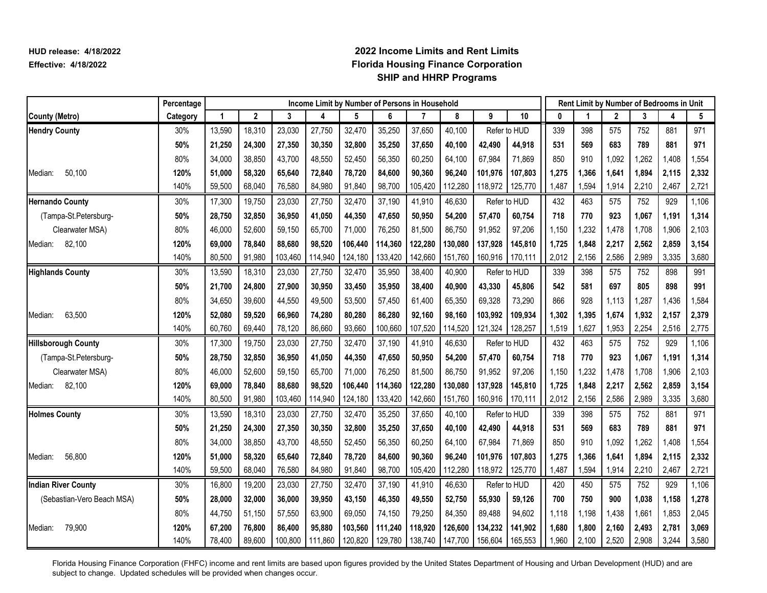HUD release: 4/18/2022
Effective: 4/18/2022

# 2022 Income Limits and Rent Limits
## Florida Housing Finance Corporation
## SHIP and HHRP Programs

| County (Metro) | Percentage Category | Income Limit by Number of Persons in Household: 1 | 2 | 3 | 4 | 5 | 6 | 7 | 8 | 9 | 10 | Rent Limit by Number of Bedrooms in Unit: 0 | 1 | 2 | 3 | 4 | 5 |
|---|---|---|---|---|---|---|---|---|---|---|---|---|---|---|---|---|---|
| **Hendry County** | 30% | 13,590 | 18,310 | 23,030 | 27,750 | 32,470 | 35,250 | 37,650 | 40,100 | Refer to HUD | | 339 | 398 | 575 | 752 | 881 | 971 |
| | **50%** | **21,250** | **24,300** | **27,350** | **30,350** | **32,800** | **35,250** | **37,650** | **40,100** | **42,490** | **44,918** | **531** | **569** | **683** | **789** | **881** | **971** |
| | 80% | 34,000 | 38,850 | 43,700 | 48,550 | 52,450 | 56,350 | 60,250 | 64,100 | 67,984 | 71,869 | 850 | 910 | 1,092 | 1,262 | 1,408 | 1,554 |
| Median: 50,100 | **120%** | **51,000** | **58,320** | **65,640** | **72,840** | **78,720** | **84,600** | **90,360** | **96,240** | **101,976** | **107,803** | **1,275** | **1,366** | **1,641** | **1,894** | **2,115** | **2,332** |
| | 140% | 59,500 | 68,040 | 76,580 | 84,980 | 91,840 | 98,700 | 105,420 | 112,280 | 118,972 | 125,770 | 1,487 | 1,594 | 1,914 | 2,210 | 2,467 | 2,721 |
| **Hernando County** | 30% | 17,300 | 19,750 | 23,030 | 27,750 | 32,470 | 37,190 | 41,910 | 46,630 | Refer to HUD | | 432 | 463 | 575 | 752 | 929 | 1,106 |
| (Tampa-St.Petersburg- | **50%** | **28,750** | **32,850** | **36,950** | **41,050** | **44,350** | **47,650** | **50,950** | **54,200** | **57,470** | **60,754** | **718** | **770** | **923** | **1,067** | **1,191** | **1,314** |
| Clearwater MSA) | 80% | 46,000 | 52,600 | 59,150 | 65,700 | 71,000 | 76,250 | 81,500 | 86,750 | 91,952 | 97,206 | 1,150 | 1,232 | 1,478 | 1,708 | 1,906 | 2,103 |
| Median: 82,100 | **120%** | **69,000** | **78,840** | **88,680** | **98,520** | **106,440** | **114,360** | **122,280** | **130,080** | **137,928** | **145,810** | **1,725** | **1,848** | **2,217** | **2,562** | **2,859** | **3,154** |
| | 140% | 80,500 | 91,980 | 103,460 | 114,940 | 124,180 | 133,420 | 142,660 | 151,760 | 160,916 | 170,111 | 2,012 | 2,156 | 2,586 | 2,989 | 3,335 | 3,680 |
| **Highlands County** | 30% | 13,590 | 18,310 | 23,030 | 27,750 | 32,470 | 35,950 | 38,400 | 40,900 | Refer to HUD | | 339 | 398 | 575 | 752 | 898 | 991 |
| | **50%** | **21,700** | **24,800** | **27,900** | **30,950** | **33,450** | **35,950** | **38,400** | **40,900** | **43,330** | **45,806** | **542** | **581** | **697** | **805** | **898** | **991** |
| | 80% | 34,650 | 39,600 | 44,550 | 49,500 | 53,500 | 57,450 | 61,400 | 65,350 | 69,328 | 73,290 | 866 | 928 | 1,113 | 1,287 | 1,436 | 1,584 |
| Median: 63,500 | **120%** | **52,080** | **59,520** | **66,960** | **74,280** | **80,280** | **86,280** | **92,160** | **98,160** | **103,992** | **109,934** | **1,302** | **1,395** | **1,674** | **1,932** | **2,157** | **2,379** |
| | 140% | 60,760 | 69,440 | 78,120 | 86,660 | 93,660 | 100,660 | 107,520 | 114,520 | 121,324 | 128,257 | 1,519 | 1,627 | 1,953 | 2,254 | 2,516 | 2,775 |
| **Hillsborough County** | 30% | 17,300 | 19,750 | 23,030 | 27,750 | 32,470 | 37,190 | 41,910 | 46,630 | Refer to HUD | | 432 | 463 | 575 | 752 | 929 | 1,106 |
| (Tampa-St.Petersburg- | **50%** | **28,750** | **32,850** | **36,950** | **41,050** | **44,350** | **47,650** | **50,950** | **54,200** | **57,470** | **60,754** | **718** | **770** | **923** | **1,067** | **1,191** | **1,314** |
| Clearwater MSA) | 80% | 46,000 | 52,600 | 59,150 | 65,700 | 71,000 | 76,250 | 81,500 | 86,750 | 91,952 | 97,206 | 1,150 | 1,232 | 1,478 | 1,708 | 1,906 | 2,103 |
| Median: 82,100 | **120%** | **69,000** | **78,840** | **88,680** | **98,520** | **106,440** | **114,360** | **122,280** | **130,080** | **137,928** | **145,810** | **1,725** | **1,848** | **2,217** | **2,562** | **2,859** | **3,154** |
| | 140% | 80,500 | 91,980 | 103,460 | 114,940 | 124,180 | 133,420 | 142,660 | 151,760 | 160,916 | 170,111 | 2,012 | 2,156 | 2,586 | 2,989 | 3,335 | 3,680 |
| **Holmes County** | 30% | 13,590 | 18,310 | 23,030 | 27,750 | 32,470 | 35,250 | 37,650 | 40,100 | Refer to HUD | | 339 | 398 | 575 | 752 | 881 | 971 |
| | **50%** | **21,250** | **24,300** | **27,350** | **30,350** | **32,800** | **35,250** | **37,650** | **40,100** | **42,490** | **44,918** | **531** | **569** | **683** | **789** | **881** | **971** |
| | 80% | 34,000 | 38,850 | 43,700 | 48,550 | 52,450 | 56,350 | 60,250 | 64,100 | 67,984 | 71,869 | 850 | 910 | 1,092 | 1,262 | 1,408 | 1,554 |
| Median: 56,800 | **120%** | **51,000** | **58,320** | **65,640** | **72,840** | **78,720** | **84,600** | **90,360** | **96,240** | **101,976** | **107,803** | **1,275** | **1,366** | **1,641** | **1,894** | **2,115** | **2,332** |
| | 140% | 59,500 | 68,040 | 76,580 | 84,980 | 91,840 | 98,700 | 105,420 | 112,280 | 118,972 | 125,770 | 1,487 | 1,594 | 1,914 | 2,210 | 2,467 | 2,721 |
| **Indian River County** | 30% | 16,800 | 19,200 | 23,030 | 27,750 | 32,470 | 37,190 | 41,910 | 46,630 | Refer to HUD | | 420 | 450 | 575 | 752 | 929 | 1,106 |
| (Sebastian-Vero Beach MSA) | **50%** | **28,000** | **32,000** | **36,000** | **39,950** | **43,150** | **46,350** | **49,550** | **52,750** | **55,930** | **59,126** | **700** | **750** | **900** | **1,038** | **1,158** | **1,278** |
| | 80% | 44,750 | 51,150 | 57,550 | 63,900 | 69,050 | 74,150 | 79,250 | 84,350 | 89,488 | 94,602 | 1,118 | 1,198 | 1,438 | 1,661 | 1,853 | 2,045 |
| Median: 79,900 | **120%** | **67,200** | **76,800** | **86,400** | **95,880** | **103,560** | **111,240** | **118,920** | **126,600** | **134,232** | **141,902** | **1,680** | **1,800** | **2,160** | **2,493** | **2,781** | **3,069** |
| | 140% | 78,400 | 89,600 | 100,800 | 111,860 | 120,820 | 129,780 | 138,740 | 147,700 | 156,604 | 165,553 | 1,960 | 2,100 | 2,520 | 2,908 | 3,244 | 3,580 |

Florida Housing Finance Corporation (FHFC) income and rent limits are based upon figures provided by the United States Department of Housing and Urban Development (HUD) and are subject to change. Updated schedules will be provided when changes occur.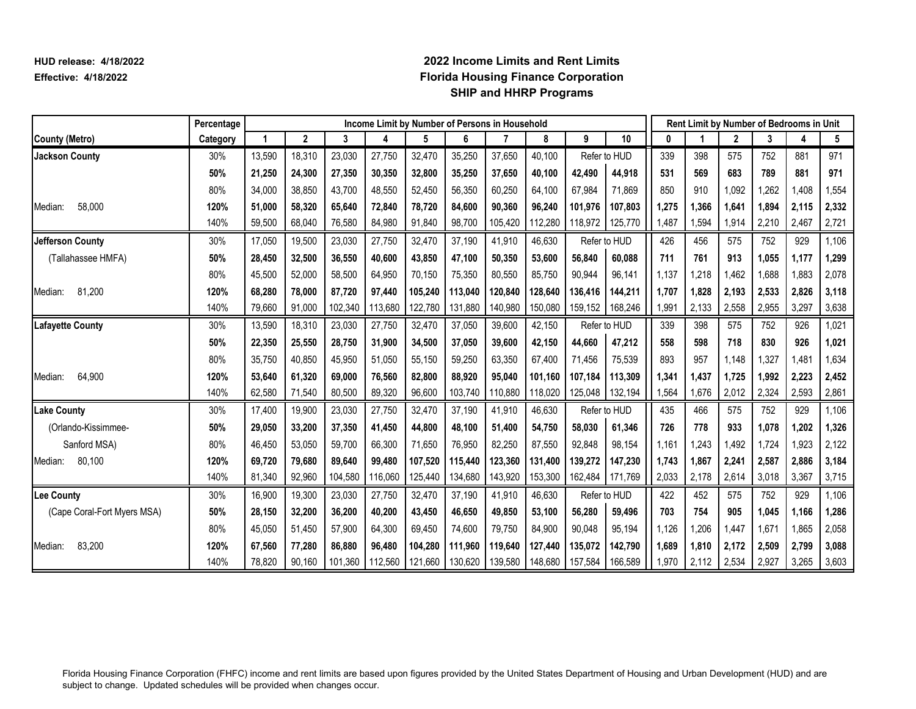HUD release: 4/18/2022

Effective: 4/18/2022

# 2022 Income Limits and Rent Limits
## Florida Housing Finance Corporation
## SHIP and HHRP Programs

| | Percentage | Income Limit by Number of Persons in Household | | | | | | | | | | Rent Limit by Number of Bedrooms in Unit | | | | | |
|---|---|---|---|---|---|---|---|---|---|---|---|---|---|---|---|---|---|
| **County (Metro)** | **Category** | **1** | **2** | **3** | **4** | **5** | **6** | **7** | **8** | **9** | **10** | **0** | **1** | **2** | **3** | **4** | **5** |
| **Jackson County** | 30% | 13,590 | 18,310 | 23,030 | 27,750 | 32,470 | 35,250 | 37,650 | 40,100 | Refer to HUD | | 339 | 398 | 575 | 752 | 881 | 971 |
| | **50%** | **21,250** | **24,300** | **27,350** | **30,350** | **32,800** | **35,250** | **37,650** | **40,100** | **42,490** | **44,918** | **531** | **569** | **683** | **789** | **881** | **971** |
| | 80% | 34,000 | 38,850 | 43,700 | 48,550 | 52,450 | 56,350 | 60,250 | 64,100 | 67,984 | 71,869 | 850 | 910 | 1,092 | 1,262 | 1,408 | 1,554 |
| Median: 58,000 | **120%** | **51,000** | **58,320** | **65,640** | **72,840** | **78,720** | **84,600** | **90,360** | **96,240** | **101,976** | **107,803** | **1,275** | **1,366** | **1,641** | **1,894** | **2,115** | **2,332** |
| | 140% | 59,500 | 68,040 | 76,580 | 84,980 | 91,840 | 98,700 | 105,420 | 112,280 | 118,972 | 125,770 | 1,487 | 1,594 | 1,914 | 2,210 | 2,467 | 2,721 |
| **Jefferson County** | 30% | 17,050 | 19,500 | 23,030 | 27,750 | 32,470 | 37,190 | 41,910 | 46,630 | Refer to HUD | | 426 | 456 | 575 | 752 | 929 | 1,106 |
| (Tallahassee HMFA) | **50%** | **28,450** | **32,500** | **36,550** | **40,600** | **43,850** | **47,100** | **50,350** | **53,600** | **56,840** | **60,088** | **711** | **761** | **913** | **1,055** | **1,177** | **1,299** |
| | 80% | 45,500 | 52,000 | 58,500 | 64,950 | 70,150 | 75,350 | 80,550 | 85,750 | 90,944 | 96,141 | 1,137 | 1,218 | 1,462 | 1,688 | 1,883 | 2,078 |
| Median: 81,200 | **120%** | **68,280** | **78,000** | **87,720** | **97,440** | **105,240** | **113,040** | **120,840** | **128,640** | **136,416** | **144,211** | **1,707** | **1,828** | **2,193** | **2,533** | **2,826** | **3,118** |
| | 140% | 79,660 | 91,000 | 102,340 | 113,680 | 122,780 | 131,880 | 140,980 | 150,080 | 159,152 | 168,246 | 1,991 | 2,133 | 2,558 | 2,955 | 3,297 | 3,638 |
| **Lafayette County** | 30% | 13,590 | 18,310 | 23,030 | 27,750 | 32,470 | 37,050 | 39,600 | 42,150 | Refer to HUD | | 339 | 398 | 575 | 752 | 926 | 1,021 |
| | **50%** | **22,350** | **25,550** | **28,750** | **31,900** | **34,500** | **37,050** | **39,600** | **42,150** | **44,660** | **47,212** | **558** | **598** | **718** | **830** | **926** | **1,021** |
| | 80% | 35,750 | 40,850 | 45,950 | 51,050 | 55,150 | 59,250 | 63,350 | 67,400 | 71,456 | 75,539 | 893 | 957 | 1,148 | 1,327 | 1,481 | 1,634 |
| Median: 64,900 | **120%** | **53,640** | **61,320** | **69,000** | **76,560** | **82,800** | **88,920** | **95,040** | **101,160** | **107,184** | **113,309** | **1,341** | **1,437** | **1,725** | **1,992** | **2,223** | **2,452** |
| | 140% | 62,580 | 71,540 | 80,500 | 89,320 | 96,600 | 103,740 | 110,880 | 118,020 | 125,048 | 132,194 | 1,564 | 1,676 | 2,012 | 2,324 | 2,593 | 2,861 |
| **Lake County** | 30% | 17,400 | 19,900 | 23,030 | 27,750 | 32,470 | 37,190 | 41,910 | 46,630 | Refer to HUD | | 435 | 466 | 575 | 752 | 929 | 1,106 |
| (Orlando-Kissimmee- | **50%** | **29,050** | **33,200** | **37,350** | **41,450** | **44,800** | **48,100** | **51,400** | **54,750** | **58,030** | **61,346** | **726** | **778** | **933** | **1,078** | **1,202** | **1,326** |
| Sanford MSA) | 80% | 46,450 | 53,050 | 59,700 | 66,300 | 71,650 | 76,950 | 82,250 | 87,550 | 92,848 | 98,154 | 1,161 | 1,243 | 1,492 | 1,724 | 1,923 | 2,122 |
| Median: 80,100 | **120%** | **69,720** | **79,680** | **89,640** | **99,480** | **107,520** | **115,440** | **123,360** | **131,400** | **139,272** | **147,230** | **1,743** | **1,867** | **2,241** | **2,587** | **2,886** | **3,184** |
| | 140% | 81,340 | 92,960 | 104,580 | 116,060 | 125,440 | 134,680 | 143,920 | 153,300 | 162,484 | 171,769 | 2,033 | 2,178 | 2,614 | 3,018 | 3,367 | 3,715 |
| **Lee County** | 30% | 16,900 | 19,300 | 23,030 | 27,750 | 32,470 | 37,190 | 41,910 | 46,630 | Refer to HUD | | 422 | 452 | 575 | 752 | 929 | 1,106 |
| (Cape Coral-Fort Myers MSA) | **50%** | **28,150** | **32,200** | **36,200** | **40,200** | **43,450** | **46,650** | **49,850** | **53,100** | **56,280** | **59,496** | **703** | **754** | **905** | **1,045** | **1,166** | **1,286** |
| | 80% | 45,050 | 51,450 | 57,900 | 64,300 | 69,450 | 74,600 | 79,750 | 84,900 | 90,048 | 95,194 | 1,126 | 1,206 | 1,447 | 1,671 | 1,865 | 2,058 |
| Median: 83,200 | **120%** | **67,560** | **77,280** | **86,880** | **96,480** | **104,280** | **111,960** | **119,640** | **127,440** | **135,072** | **142,790** | **1,689** | **1,810** | **2,172** | **2,509** | **2,799** | **3,088** |
| | 140% | 78,820 | 90,160 | 101,360 | 112,560 | 121,660 | 130,620 | 139,580 | 148,680 | 157,584 | 166,589 | 1,970 | 2,112 | 2,534 | 2,927 | 3,265 | 3,603 |

Florida Housing Finance Corporation (FHFC) income and rent limits are based upon figures provided by the United States Department of Housing and Urban Development (HUD) and are subject to change. Updated schedules will be provided when changes occur.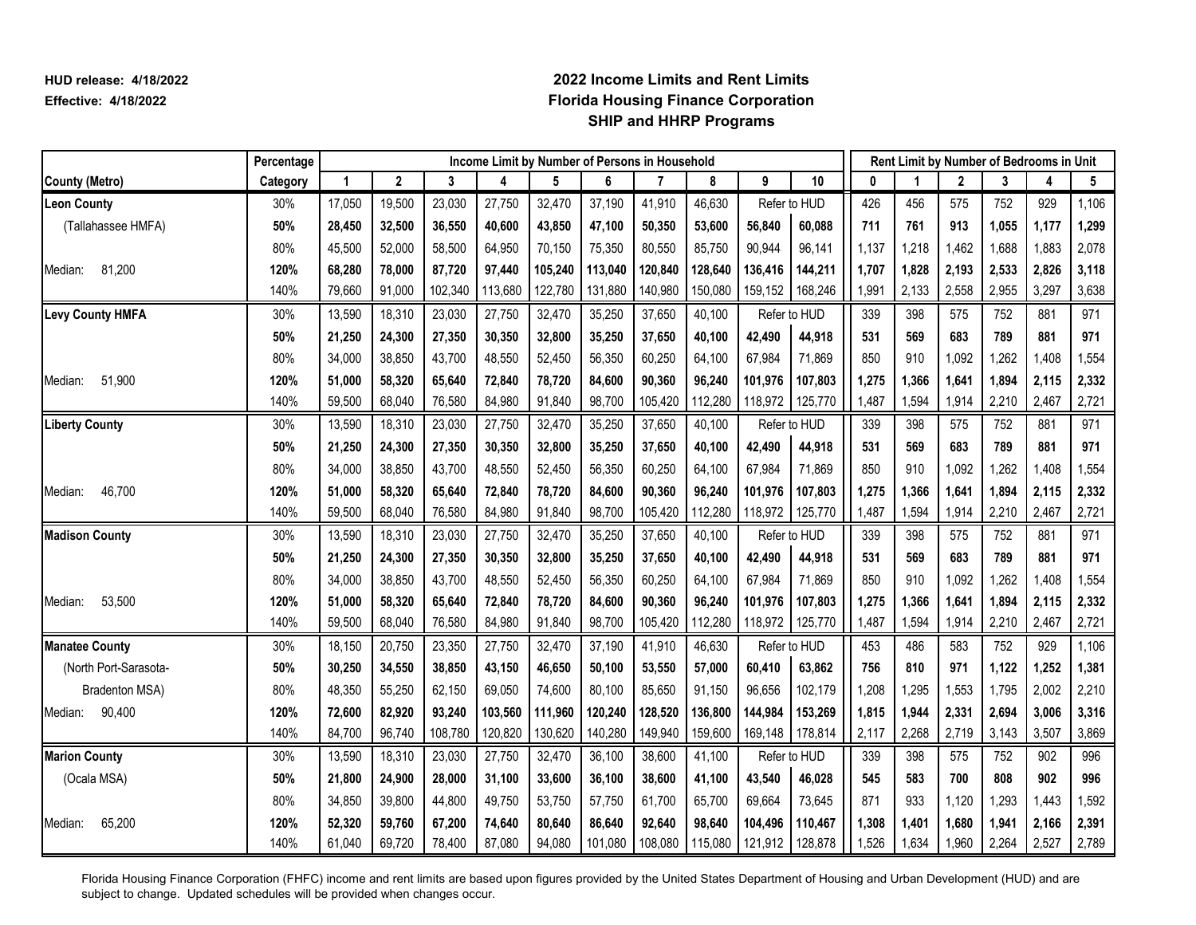HUD release: 4/18/2022
Effective: 4/18/2022

# 2022 Income Limits and Rent Limits
## Florida Housing Finance Corporation
## SHIP and HHRP Programs

| County (Metro) | Percentage Category | Income Limit by Number of Persons in Household 1 | 2 | 3 | 4 | 5 | 6 | 7 | 8 | 9 | 10 | Rent Limit by Number of Bedrooms in Unit 0 | 1 | 2 | 3 | 4 | 5 |
|---|---|---|---|---|---|---|---|---|---|---|---|---|---|---|---|---|---|
| **Leon County** | 30% | 17,050 | 19,500 | 23,030 | 27,750 | 32,470 | 37,190 | 41,910 | 46,630 | Refer to HUD | | 426 | 456 | 575 | 752 | 929 | 1,106 |
| (Tallahassee HMFA) | **50%** | **28,450** | **32,500** | **36,550** | **40,600** | **43,850** | **47,100** | **50,350** | **53,600** | **56,840** | **60,088** | **711** | **761** | **913** | **1,055** | **1,177** | **1,299** |
| | 80% | 45,500 | 52,000 | 58,500 | 64,950 | 70,150 | 75,350 | 80,550 | 85,750 | 90,944 | 96,141 | 1,137 | 1,218 | 1,462 | 1,688 | 1,883 | 2,078 |
| Median: 81,200 | **120%** | **68,280** | **78,000** | **87,720** | **97,440** | **105,240** | **113,040** | **120,840** | **128,640** | **136,416** | **144,211** | **1,707** | **1,828** | **2,193** | **2,533** | **2,826** | **3,118** |
| | 140% | 79,660 | 91,000 | 102,340 | 113,680 | 122,780 | 131,880 | 140,980 | 150,080 | 159,152 | 168,246 | 1,991 | 2,133 | 2,558 | 2,955 | 3,297 | 3,638 |
| **Levy County HMFA** | 30% | 13,590 | 18,310 | 23,030 | 27,750 | 32,470 | 35,250 | 37,650 | 40,100 | Refer to HUD | | 339 | 398 | 575 | 752 | 881 | 971 |
| | **50%** | **21,250** | **24,300** | **27,350** | **30,350** | **32,800** | **35,250** | **37,650** | **40,100** | **42,490** | **44,918** | **531** | **569** | **683** | **789** | **881** | **971** |
| | 80% | 34,000 | 38,850 | 43,700 | 48,550 | 52,450 | 56,350 | 60,250 | 64,100 | 67,984 | 71,869 | 850 | 910 | 1,092 | 1,262 | 1,408 | 1,554 |
| Median: 51,900 | **120%** | **51,000** | **58,320** | **65,640** | **72,840** | **78,720** | **84,600** | **90,360** | **96,240** | **101,976** | **107,803** | **1,275** | **1,366** | **1,641** | **1,894** | **2,115** | **2,332** |
| | 140% | 59,500 | 68,040 | 76,580 | 84,980 | 91,840 | 98,700 | 105,420 | 112,280 | 118,972 | 125,770 | 1,487 | 1,594 | 1,914 | 2,210 | 2,467 | 2,721 |
| **Liberty County** | 30% | 13,590 | 18,310 | 23,030 | 27,750 | 32,470 | 35,250 | 37,650 | 40,100 | Refer to HUD | | 339 | 398 | 575 | 752 | 881 | 971 |
| | **50%** | **21,250** | **24,300** | **27,350** | **30,350** | **32,800** | **35,250** | **37,650** | **40,100** | **42,490** | **44,918** | **531** | **569** | **683** | **789** | **881** | **971** |
| | 80% | 34,000 | 38,850 | 43,700 | 48,550 | 52,450 | 56,350 | 60,250 | 64,100 | 67,984 | 71,869 | 850 | 910 | 1,092 | 1,262 | 1,408 | 1,554 |
| Median: 46,700 | **120%** | **51,000** | **58,320** | **65,640** | **72,840** | **78,720** | **84,600** | **90,360** | **96,240** | **101,976** | **107,803** | **1,275** | **1,366** | **1,641** | **1,894** | **2,115** | **2,332** |
| | 140% | 59,500 | 68,040 | 76,580 | 84,980 | 91,840 | 98,700 | 105,420 | 112,280 | 118,972 | 125,770 | 1,487 | 1,594 | 1,914 | 2,210 | 2,467 | 2,721 |
| **Madison County** | 30% | 13,590 | 18,310 | 23,030 | 27,750 | 32,470 | 35,250 | 37,650 | 40,100 | Refer to HUD | | 339 | 398 | 575 | 752 | 881 | 971 |
| | **50%** | **21,250** | **24,300** | **27,350** | **30,350** | **32,800** | **35,250** | **37,650** | **40,100** | **42,490** | **44,918** | **531** | **569** | **683** | **789** | **881** | **971** |
| | 80% | 34,000 | 38,850 | 43,700 | 48,550 | 52,450 | 56,350 | 60,250 | 64,100 | 67,984 | 71,869 | 850 | 910 | 1,092 | 1,262 | 1,408 | 1,554 |
| Median: 53,500 | **120%** | **51,000** | **58,320** | **65,640** | **72,840** | **78,720** | **84,600** | **90,360** | **96,240** | **101,976** | **107,803** | **1,275** | **1,366** | **1,641** | **1,894** | **2,115** | **2,332** |
| | 140% | 59,500 | 68,040 | 76,580 | 84,980 | 91,840 | 98,700 | 105,420 | 112,280 | 118,972 | 125,770 | 1,487 | 1,594 | 1,914 | 2,210 | 2,467 | 2,721 |
| **Manatee County** | 30% | 18,150 | 20,750 | 23,350 | 27,750 | 32,470 | 37,190 | 41,910 | 46,630 | Refer to HUD | | 453 | 486 | 583 | 752 | 929 | 1,106 |
| (North Port-Sarasota- | **50%** | **30,250** | **34,550** | **38,850** | **43,150** | **46,650** | **50,100** | **53,550** | **57,000** | **60,410** | **63,862** | **756** | **810** | **971** | **1,122** | **1,252** | **1,381** |
| Bradenton MSA) | 80% | 48,350 | 55,250 | 62,150 | 69,050 | 74,600 | 80,100 | 85,650 | 91,150 | 96,656 | 102,179 | 1,208 | 1,295 | 1,553 | 1,795 | 2,002 | 2,210 |
| Median: 90,400 | **120%** | **72,600** | **82,920** | **93,240** | **103,560** | **111,960** | **120,240** | **128,520** | **136,800** | **144,984** | **153,269** | **1,815** | **1,944** | **2,331** | **2,694** | **3,006** | **3,316** |
| | 140% | 84,700 | 96,740 | 108,780 | 120,820 | 130,620 | 140,280 | 149,940 | 159,600 | 169,148 | 178,814 | 2,117 | 2,268 | 2,719 | 3,143 | 3,507 | 3,869 |
| **Marion County** | 30% | 13,590 | 18,310 | 23,030 | 27,750 | 32,470 | 36,100 | 38,600 | 41,100 | Refer to HUD | | 339 | 398 | 575 | 752 | 902 | 996 |
| (Ocala MSA) | **50%** | **21,800** | **24,900** | **28,000** | **31,100** | **33,600** | **36,100** | **38,600** | **41,100** | **43,540** | **46,028** | **545** | **583** | **700** | **808** | **902** | **996** |
| | 80% | 34,850 | 39,800 | 44,800 | 49,750 | 53,750 | 57,750 | 61,700 | 65,700 | 69,664 | 73,645 | 871 | 933 | 1,120 | 1,293 | 1,443 | 1,592 |
| Median: 65,200 | **120%** | **52,320** | **59,760** | **67,200** | **74,640** | **80,640** | **86,640** | **92,640** | **98,640** | **104,496** | **110,467** | **1,308** | **1,401** | **1,680** | **1,941** | **2,166** | **2,391** |
| | 140% | 61,040 | 69,720 | 78,400 | 87,080 | 94,080 | 101,080 | 108,080 | 115,080 | 121,912 | 128,878 | 1,526 | 1,634 | 1,960 | 2,264 | 2,527 | 2,789 |

Florida Housing Finance Corporation (FHFC) income and rent limits are based upon figures provided by the United States Department of Housing and Urban Development (HUD) and are subject to change. Updated schedules will be provided when changes occur.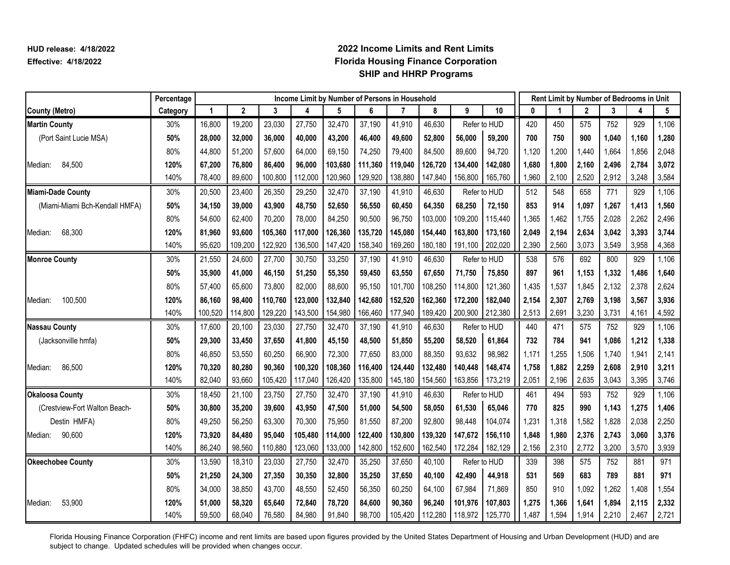HUD release: 4/18/2022
Effective: 4/18/2022

# 2022 Income Limits and Rent Limits
## Florida Housing Finance Corporation
## SHIP and HHRP Programs

| County (Metro) | Percentage Category | Income Limit by Number of Persons in Household: 1 | 2 | 3 | 4 | 5 | 6 | 7 | 8 | 9 | 10 | Rent Limit by Number of Bedrooms in Unit: 0 | 1 | 2 | 3 | 4 | 5 |
|---|---|---|---|---|---|---|---|---|---|---|---|---|---|---|---|---|---|
| **Martin County** | 30% | 16,800 | 19,200 | 23,030 | 27,750 | 32,470 | 37,190 | 41,910 | 46,630 | Refer to HUD | | 420 | 450 | 575 | 752 | 929 | 1,106 |
| (Port Saint Lucie MSA) | **50%** | **28,000** | **32,000** | **36,000** | **40,000** | **43,200** | **46,400** | **49,600** | **52,800** | **56,000** | **59,200** | **700** | **750** | **900** | **1,040** | **1,160** | **1,280** |
| | 80% | 44,800 | 51,200 | 57,600 | 64,000 | 69,150 | 74,250 | 79,400 | 84,500 | 89,600 | 94,720 | 1,120 | 1,200 | 1,440 | 1,664 | 1,856 | 2,048 |
| Median: 84,500 | **120%** | **67,200** | **76,800** | **86,400** | **96,000** | **103,680** | **111,360** | **119,040** | **126,720** | **134,400** | **142,080** | **1,680** | **1,800** | **2,160** | **2,496** | **2,784** | **3,072** |
| | 140% | 78,400 | 89,600 | 100,800 | 112,000 | 120,960 | 129,920 | 138,880 | 147,840 | 156,800 | 165,760 | 1,960 | 2,100 | 2,520 | 2,912 | 3,248 | 3,584 |
| **Miami-Dade County** | 30% | 20,500 | 23,400 | 26,350 | 29,250 | 32,470 | 37,190 | 41,910 | 46,630 | Refer to HUD | | 512 | 548 | 658 | 771 | 929 | 1,106 |
| (Miami-Miami Bch-Kendall HMFA) | **50%** | **34,150** | **39,000** | **43,900** | **48,750** | **52,650** | **56,550** | **60,450** | **64,350** | **68,250** | **72,150** | **853** | **914** | **1,097** | **1,267** | **1,413** | **1,560** |
| | 80% | 54,600 | 62,400 | 70,200 | 78,000 | 84,250 | 90,500 | 96,750 | 103,000 | 109,200 | 115,440 | 1,365 | 1,462 | 1,755 | 2,028 | 2,262 | 2,496 |
| Median: 68,300 | **120%** | **81,960** | **93,600** | **105,360** | **117,000** | **126,360** | **135,720** | **145,080** | **154,440** | **163,800** | **173,160** | **2,049** | **2,194** | **2,634** | **3,042** | **3,393** | **3,744** |
| | 140% | 95,620 | 109,200 | 122,920 | 136,500 | 147,420 | 158,340 | 169,260 | 180,180 | 191,100 | 202,020 | 2,390 | 2,560 | 3,073 | 3,549 | 3,958 | 4,368 |
| **Monroe County** | 30% | 21,550 | 24,600 | 27,700 | 30,750 | 33,250 | 37,190 | 41,910 | 46,630 | Refer to HUD | | 538 | 576 | 692 | 800 | 929 | 1,106 |
| | **50%** | **35,900** | **41,000** | **46,150** | **51,250** | **55,350** | **59,450** | **63,550** | **67,650** | **71,750** | **75,850** | **897** | **961** | **1,153** | **1,332** | **1,486** | **1,640** |
| | 80% | 57,400 | 65,600 | 73,800 | 82,000 | 88,600 | 95,150 | 101,700 | 108,250 | 114,800 | 121,360 | 1,435 | 1,537 | 1,845 | 2,132 | 2,378 | 2,624 |
| Median: 100,500 | **120%** | **86,160** | **98,400** | **110,760** | **123,000** | **132,840** | **142,680** | **152,520** | **162,360** | **172,200** | **182,040** | **2,154** | **2,307** | **2,769** | **3,198** | **3,567** | **3,936** |
| | 140% | 100,520 | 114,800 | 129,220 | 143,500 | 154,980 | 166,460 | 177,940 | 189,420 | 200,900 | 212,380 | 2,513 | 2,691 | 3,230 | 3,731 | 4,161 | 4,592 |
| **Nassau County** | 30% | 17,600 | 20,100 | 23,030 | 27,750 | 32,470 | 37,190 | 41,910 | 46,630 | Refer to HUD | | 440 | 471 | 575 | 752 | 929 | 1,106 |
| (Jacksonville hmfa) | **50%** | **29,300** | **33,450** | **37,650** | **41,800** | **45,150** | **48,500** | **51,850** | **55,200** | **58,520** | **61,864** | **732** | **784** | **941** | **1,086** | **1,212** | **1,338** |
| | 80% | 46,850 | 53,550 | 60,250 | 66,900 | 72,300 | 77,650 | 83,000 | 88,350 | 93,632 | 98,982 | 1,171 | 1,255 | 1,506 | 1,740 | 1,941 | 2,141 |
| Median: 86,500 | **120%** | **70,320** | **80,280** | **90,360** | **100,320** | **108,360** | **116,400** | **124,440** | **132,480** | **140,448** | **148,474** | **1,758** | **1,882** | **2,259** | **2,608** | **2,910** | **3,211** |
| | 140% | 82,040 | 93,660 | 105,420 | 117,040 | 126,420 | 135,800 | 145,180 | 154,560 | 163,856 | 173,219 | 2,051 | 2,196 | 2,635 | 3,043 | 3,395 | 3,746 |
| **Okaloosa County** | 30% | 18,450 | 21,100 | 23,750 | 27,750 | 32,470 | 37,190 | 41,910 | 46,630 | Refer to HUD | | 461 | 494 | 593 | 752 | 929 | 1,106 |
| (Crestview-Fort Walton Beach- | **50%** | **30,800** | **35,200** | **39,600** | **43,950** | **47,500** | **51,000** | **54,500** | **58,050** | **61,530** | **65,046** | **770** | **825** | **990** | **1,143** | **1,275** | **1,406** |
| Destin HMFA) | 80% | 49,250 | 56,250 | 63,300 | 70,300 | 75,950 | 81,550 | 87,200 | 92,800 | 98,448 | 104,074 | 1,231 | 1,318 | 1,582 | 1,828 | 2,038 | 2,250 |
| Median: 90,600 | **120%** | **73,920** | **84,480** | **95,040** | **105,480** | **114,000** | **122,400** | **130,800** | **139,320** | **147,672** | **156,110** | **1,848** | **1,980** | **2,376** | **2,743** | **3,060** | **3,376** |
| | 140% | 86,240 | 98,560 | 110,880 | 123,060 | 133,000 | 142,800 | 152,600 | 162,540 | 172,284 | 182,129 | 2,156 | 2,310 | 2,772 | 3,200 | 3,570 | 3,939 |
| **Okeechobee County** | 30% | 13,590 | 18,310 | 23,030 | 27,750 | 32,470 | 35,250 | 37,650 | 40,100 | Refer to HUD | | 339 | 398 | 575 | 752 | 881 | 971 |
| | **50%** | **21,250** | **24,300** | **27,350** | **30,350** | **32,800** | **35,250** | **37,650** | **40,100** | **42,490** | **44,918** | **531** | **569** | **683** | **789** | **881** | **971** |
| | 80% | 34,000 | 38,850 | 43,700 | 48,550 | 52,450 | 56,350 | 60,250 | 64,100 | 67,984 | 71,869 | 850 | 910 | 1,092 | 1,262 | 1,408 | 1,554 |
| Median: 53,900 | **120%** | **51,000** | **58,320** | **65,640** | **72,840** | **78,720** | **84,600** | **90,360** | **96,240** | **101,976** | **107,803** | **1,275** | **1,366** | **1,641** | **1,894** | **2,115** | **2,332** |
| | 140% | 59,500 | 68,040 | 76,580 | 84,980 | 91,840 | 98,700 | 105,420 | 112,280 | 118,972 | 125,770 | 1,487 | 1,594 | 1,914 | 2,210 | 2,467 | 2,721 |

Florida Housing Finance Corporation (FHFC) income and rent limits are based upon figures provided by the United States Department of Housing and Urban Development (HUD) and are subject to change. Updated schedules will be provided when changes occur.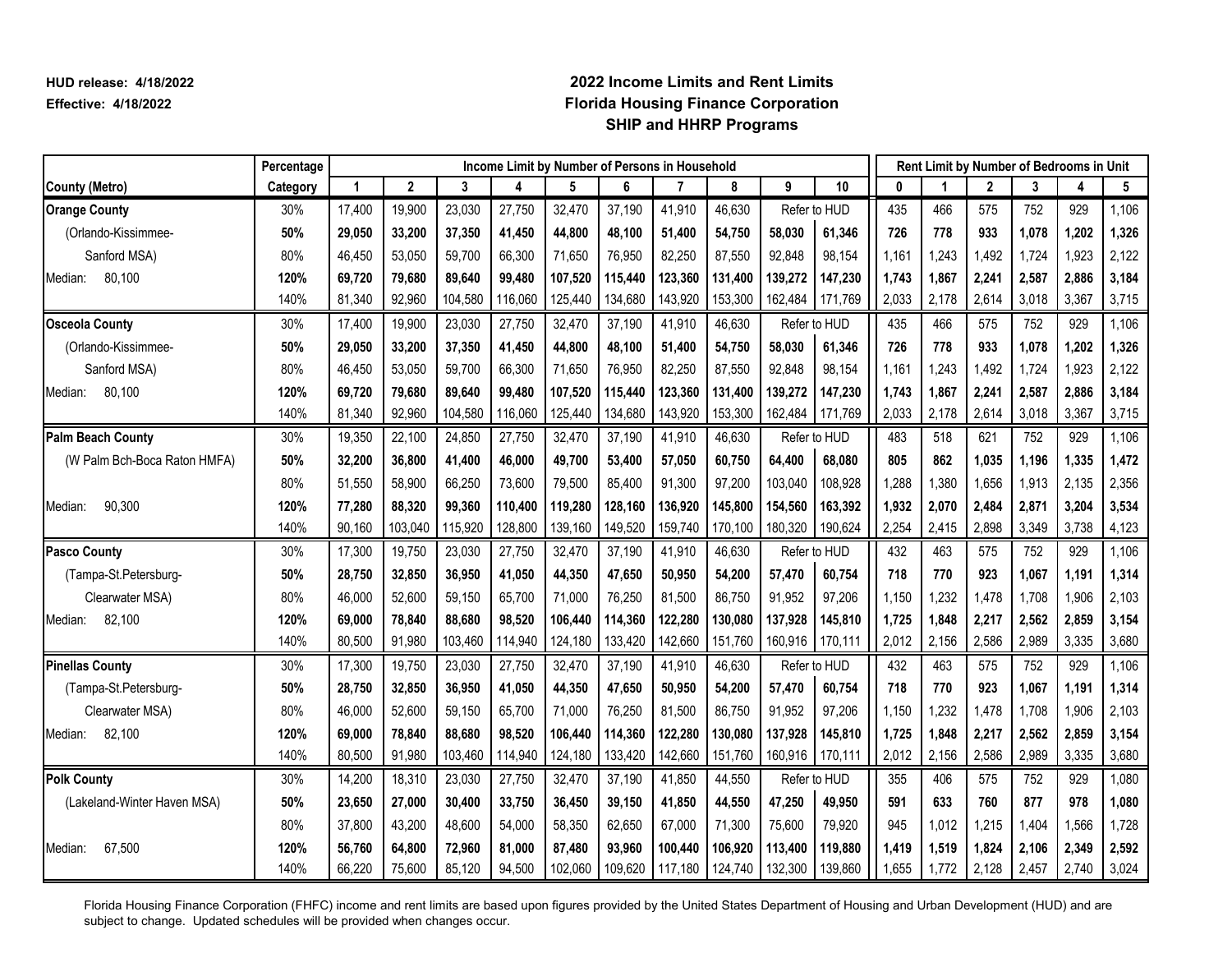HUD release: 4/18/2022
Effective: 4/18/2022

## 2022 Income Limits and Rent Limits
## Florida Housing Finance Corporation
## SHIP and HHRP Programs

| | Percentage | Income Limit by Number of Persons in Household | | | | | | | | | | Rent Limit by Number of Bedrooms in Unit | | | | | |
|---|---|---|---|---|---|---|---|---|---|---|---|---|---|---|---|---|---|
| County (Metro) | Category | 1 | 2 | 3 | 4 | 5 | 6 | 7 | 8 | 9 | 10 | 0 | 1 | 2 | 3 | 4 | 5 |
| **Orange County** | 30% | 17,400 | 19,900 | 23,030 | 27,750 | 32,470 | 37,190 | 41,910 | 46,630 | Refer to HUD | | 435 | 466 | 575 | 752 | 929 | 1,106 |
| (Orlando-Kissimmee- | **50%** | **29,050** | **33,200** | **37,350** | **41,450** | **44,800** | **48,100** | **51,400** | **54,750** | **58,030** | **61,346** | **726** | **778** | **933** | **1,078** | **1,202** | **1,326** |
| Sanford MSA) | 80% | 46,450 | 53,050 | 59,700 | 66,300 | 71,650 | 76,950 | 82,250 | 87,550 | 92,848 | 98,154 | 1,161 | 1,243 | 1,492 | 1,724 | 1,923 | 2,122 |
| Median: 80,100 | **120%** | **69,720** | **79,680** | **89,640** | **99,480** | **107,520** | **115,440** | **123,360** | **131,400** | **139,272** | **147,230** | **1,743** | **1,867** | **2,241** | **2,587** | **2,886** | **3,184** |
| | 140% | 81,340 | 92,960 | 104,580 | 116,060 | 125,440 | 134,680 | 143,920 | 153,300 | 162,484 | 171,769 | 2,033 | 2,178 | 2,614 | 3,018 | 3,367 | 3,715 |
| **Osceola County** | 30% | 17,400 | 19,900 | 23,030 | 27,750 | 32,470 | 37,190 | 41,910 | 46,630 | Refer to HUD | | 435 | 466 | 575 | 752 | 929 | 1,106 |
| (Orlando-Kissimmee- | **50%** | **29,050** | **33,200** | **37,350** | **41,450** | **44,800** | **48,100** | **51,400** | **54,750** | **58,030** | **61,346** | **726** | **778** | **933** | **1,078** | **1,202** | **1,326** |
| Sanford MSA) | 80% | 46,450 | 53,050 | 59,700 | 66,300 | 71,650 | 76,950 | 82,250 | 87,550 | 92,848 | 98,154 | 1,161 | 1,243 | 1,492 | 1,724 | 1,923 | 2,122 |
| Median: 80,100 | **120%** | **69,720** | **79,680** | **89,640** | **99,480** | **107,520** | **115,440** | **123,360** | **131,400** | **139,272** | **147,230** | **1,743** | **1,867** | **2,241** | **2,587** | **2,886** | **3,184** |
| | 140% | 81,340 | 92,960 | 104,580 | 116,060 | 125,440 | 134,680 | 143,920 | 153,300 | 162,484 | 171,769 | 2,033 | 2,178 | 2,614 | 3,018 | 3,367 | 3,715 |
| **Palm Beach County** | 30% | 19,350 | 22,100 | 24,850 | 27,750 | 32,470 | 37,190 | 41,910 | 46,630 | Refer to HUD | | 483 | 518 | 621 | 752 | 929 | 1,106 |
| (W Palm Bch-Boca Raton HMFA) | **50%** | **32,200** | **36,800** | **41,400** | **46,000** | **49,700** | **53,400** | **57,050** | **60,750** | **64,400** | **68,080** | **805** | **862** | **1,035** | **1,196** | **1,335** | **1,472** |
| | 80% | 51,550 | 58,900 | 66,250 | 73,600 | 79,500 | 85,400 | 91,300 | 97,200 | 103,040 | 108,928 | 1,288 | 1,380 | 1,656 | 1,913 | 2,135 | 2,356 |
| Median: 90,300 | **120%** | **77,280** | **88,320** | **99,360** | **110,400** | **119,280** | **128,160** | **136,920** | **145,800** | **154,560** | **163,392** | **1,932** | **2,070** | **2,484** | **2,871** | **3,204** | **3,534** |
| | 140% | 90,160 | 103,040 | 115,920 | 128,800 | 139,160 | 149,520 | 159,740 | 170,100 | 180,320 | 190,624 | 2,254 | 2,415 | 2,898 | 3,349 | 3,738 | 4,123 |
| **Pasco County** | 30% | 17,300 | 19,750 | 23,030 | 27,750 | 32,470 | 37,190 | 41,910 | 46,630 | Refer to HUD | | 432 | 463 | 575 | 752 | 929 | 1,106 |
| (Tampa-St.Petersburg- | **50%** | **28,750** | **32,850** | **36,950** | **41,050** | **44,350** | **47,650** | **50,950** | **54,200** | **57,470** | **60,754** | **718** | **770** | **923** | **1,067** | **1,191** | **1,314** |
| Clearwater MSA) | 80% | 46,000 | 52,600 | 59,150 | 65,700 | 71,000 | 76,250 | 81,500 | 86,750 | 91,952 | 97,206 | 1,150 | 1,232 | 1,478 | 1,708 | 1,906 | 2,103 |
| Median: 82,100 | **120%** | **69,000** | **78,840** | **88,680** | **98,520** | **106,440** | **114,360** | **122,280** | **130,080** | **137,928** | **145,810** | **1,725** | **1,848** | **2,217** | **2,562** | **2,859** | **3,154** |
| | 140% | 80,500 | 91,980 | 103,460 | 114,940 | 124,180 | 133,420 | 142,660 | 151,760 | 160,916 | 170,111 | 2,012 | 2,156 | 2,586 | 2,989 | 3,335 | 3,680 |
| **Pinellas County** | 30% | 17,300 | 19,750 | 23,030 | 27,750 | 32,470 | 37,190 | 41,910 | 46,630 | Refer to HUD | | 432 | 463 | 575 | 752 | 929 | 1,106 |
| (Tampa-St.Petersburg- | **50%** | **28,750** | **32,850** | **36,950** | **41,050** | **44,350** | **47,650** | **50,950** | **54,200** | **57,470** | **60,754** | **718** | **770** | **923** | **1,067** | **1,191** | **1,314** |
| Clearwater MSA) | 80% | 46,000 | 52,600 | 59,150 | 65,700 | 71,000 | 76,250 | 81,500 | 86,750 | 91,952 | 97,206 | 1,150 | 1,232 | 1,478 | 1,708 | 1,906 | 2,103 |
| Median: 82,100 | **120%** | **69,000** | **78,840** | **88,680** | **98,520** | **106,440** | **114,360** | **122,280** | **130,080** | **137,928** | **145,810** | **1,725** | **1,848** | **2,217** | **2,562** | **2,859** | **3,154** |
| | 140% | 80,500 | 91,980 | 103,460 | 114,940 | 124,180 | 133,420 | 142,660 | 151,760 | 160,916 | 170,111 | 2,012 | 2,156 | 2,586 | 2,989 | 3,335 | 3,680 |
| **Polk County** | 30% | 14,200 | 18,310 | 23,030 | 27,750 | 32,470 | 37,190 | 41,850 | 44,550 | Refer to HUD | | 355 | 406 | 575 | 752 | 929 | 1,080 |
| (Lakeland-Winter Haven MSA) | **50%** | **23,650** | **27,000** | **30,400** | **33,750** | **36,450** | **39,150** | **41,850** | **44,550** | **47,250** | **49,950** | **591** | **633** | **760** | **877** | **978** | **1,080** |
| | 80% | 37,800 | 43,200 | 48,600 | 54,000 | 58,350 | 62,650 | 67,000 | 71,300 | 75,600 | 79,920 | 945 | 1,012 | 1,215 | 1,404 | 1,566 | 1,728 |
| Median: 67,500 | **120%** | **56,760** | **64,800** | **72,960** | **81,000** | **87,480** | **93,960** | **100,440** | **106,920** | **113,400** | **119,880** | **1,419** | **1,519** | **1,824** | **2,106** | **2,349** | **2,592** |
| | 140% | 66,220 | 75,600 | 85,120 | 94,500 | 102,060 | 109,620 | 117,180 | 124,740 | 132,300 | 139,860 | 1,655 | 1,772 | 2,128 | 2,457 | 2,740 | 3,024 |

Florida Housing Finance Corporation (FHFC) income and rent limits are based upon figures provided by the United States Department of Housing and Urban Development (HUD) and are subject to change. Updated schedules will be provided when changes occur.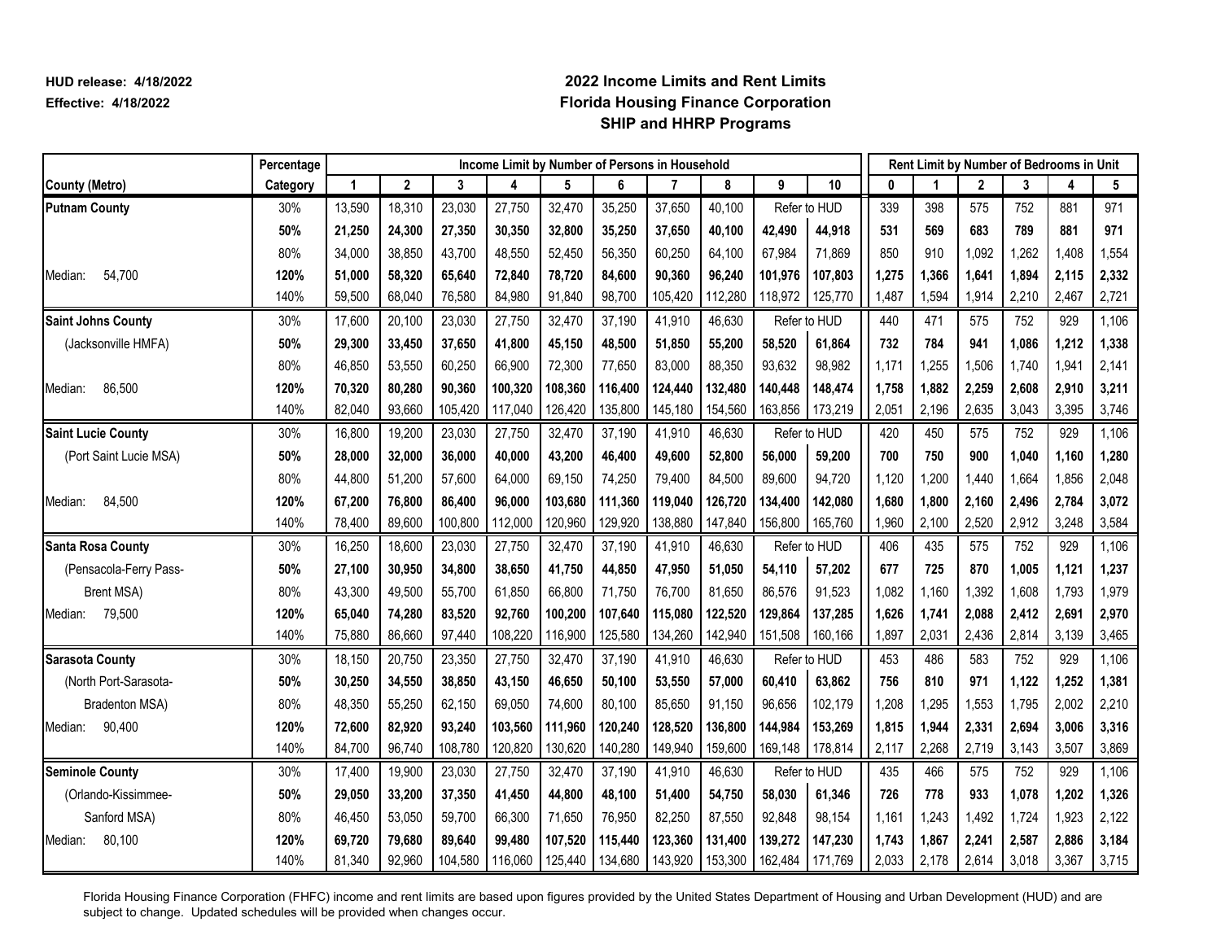HUD release: 4/18/2022
Effective: 4/18/2022

# 2022 Income Limits and Rent Limits
## Florida Housing Finance Corporation
## SHIP and HHRP Programs

| County (Metro) | Percentage Category | Income Limit by Number of Persons in Household: 1 | 2 | 3 | 4 | 5 | 6 | 7 | 8 | 9 | 10 | Rent Limit by Number of Bedrooms in Unit: 0 | 1 | 2 | 3 | 4 | 5 |
|---|---|---|---|---|---|---|---|---|---|---|---|---|---|---|---|---|---|
| **Putnam County** | 30% | 13,590 | 18,310 | 23,030 | 27,750 | 32,470 | 35,250 | 37,650 | 40,100 | Refer to HUD | | 339 | 398 | 575 | 752 | 881 | 971 |
| | **50%** | **21,250** | **24,300** | **27,350** | **30,350** | **32,800** | **35,250** | **37,650** | **40,100** | **42,490** | **44,918** | **531** | **569** | **683** | **789** | **881** | **971** |
| | 80% | 34,000 | 38,850 | 43,700 | 48,550 | 52,450 | 56,350 | 60,250 | 64,100 | 67,984 | 71,869 | 850 | 910 | 1,092 | 1,262 | 1,408 | 1,554 |
| Median: 54,700 | **120%** | **51,000** | **58,320** | **65,640** | **72,840** | **78,720** | **84,600** | **90,360** | **96,240** | **101,976** | **107,803** | **1,275** | **1,366** | **1,641** | **1,894** | **2,115** | **2,332** |
| | 140% | 59,500 | 68,040 | 76,580 | 84,980 | 91,840 | 98,700 | 105,420 | 112,280 | 118,972 | 125,770 | 1,487 | 1,594 | 1,914 | 2,210 | 2,467 | 2,721 |
| **Saint Johns County** | 30% | 17,600 | 20,100 | 23,030 | 27,750 | 32,470 | 37,190 | 41,910 | 46,630 | Refer to HUD | | 440 | 471 | 575 | 752 | 929 | 1,106 |
| (Jacksonville HMFA) | **50%** | **29,300** | **33,450** | **37,650** | **41,800** | **45,150** | **48,500** | **51,850** | **55,200** | **58,520** | **61,864** | **732** | **784** | **941** | **1,086** | **1,212** | **1,338** |
| | 80% | 46,850 | 53,550 | 60,250 | 66,900 | 72,300 | 77,650 | 83,000 | 88,350 | 93,632 | 98,982 | 1,171 | 1,255 | 1,506 | 1,740 | 1,941 | 2,141 |
| Median: 86,500 | **120%** | **70,320** | **80,280** | **90,360** | **100,320** | **108,360** | **116,400** | **124,440** | **132,480** | **140,448** | **148,474** | **1,758** | **1,882** | **2,259** | **2,608** | **2,910** | **3,211** |
| | 140% | 82,040 | 93,660 | 105,420 | 117,040 | 126,420 | 135,800 | 145,180 | 154,560 | 163,856 | 173,219 | 2,051 | 2,196 | 2,635 | 3,043 | 3,395 | 3,746 |
| **Saint Lucie County** | 30% | 16,800 | 19,200 | 23,030 | 27,750 | 32,470 | 37,190 | 41,910 | 46,630 | Refer to HUD | | 420 | 450 | 575 | 752 | 929 | 1,106 |
| (Port Saint Lucie MSA) | **50%** | **28,000** | **32,000** | **36,000** | **40,000** | **43,200** | **46,400** | **49,600** | **52,800** | **56,000** | **59,200** | **700** | **750** | **900** | **1,040** | **1,160** | **1,280** |
| | 80% | 44,800 | 51,200 | 57,600 | 64,000 | 69,150 | 74,250 | 79,400 | 84,500 | 89,600 | 94,720 | 1,120 | 1,200 | 1,440 | 1,664 | 1,856 | 2,048 |
| Median: 84,500 | **120%** | **67,200** | **76,800** | **86,400** | **96,000** | **103,680** | **111,360** | **119,040** | **126,720** | **134,400** | **142,080** | **1,680** | **1,800** | **2,160** | **2,496** | **2,784** | **3,072** |
| | 140% | 78,400 | 89,600 | 100,800 | 112,000 | 120,960 | 129,920 | 138,880 | 147,840 | 156,800 | 165,760 | 1,960 | 2,100 | 2,520 | 2,912 | 3,248 | 3,584 |
| **Santa Rosa County** | 30% | 16,250 | 18,600 | 23,030 | 27,750 | 32,470 | 37,190 | 41,910 | 46,630 | Refer to HUD | | 406 | 435 | 575 | 752 | 929 | 1,106 |
| (Pensacola-Ferry Pass- | **50%** | **27,100** | **30,950** | **34,800** | **38,650** | **41,750** | **44,850** | **47,950** | **51,050** | **54,110** | **57,202** | **677** | **725** | **870** | **1,005** | **1,121** | **1,237** |
| Brent MSA) | 80% | 43,300 | 49,500 | 55,700 | 61,850 | 66,800 | 71,750 | 76,700 | 81,650 | 86,576 | 91,523 | 1,082 | 1,160 | 1,392 | 1,608 | 1,793 | 1,979 |
| Median: 79,500 | **120%** | **65,040** | **74,280** | **83,520** | **92,760** | **100,200** | **107,640** | **115,080** | **122,520** | **129,864** | **137,285** | **1,626** | **1,741** | **2,088** | **2,412** | **2,691** | **2,970** |
| | 140% | 75,880 | 86,660 | 97,440 | 108,220 | 116,900 | 125,580 | 134,260 | 142,940 | 151,508 | 160,166 | 1,897 | 2,031 | 2,436 | 2,814 | 3,139 | 3,465 |
| **Sarasota County** | 30% | 18,150 | 20,750 | 23,350 | 27,750 | 32,470 | 37,190 | 41,910 | 46,630 | Refer to HUD | | 453 | 486 | 583 | 752 | 929 | 1,106 |
| (North Port-Sarasota- | **50%** | **30,250** | **34,550** | **38,850** | **43,150** | **46,650** | **50,100** | **53,550** | **57,000** | **60,410** | **63,862** | **756** | **810** | **971** | **1,122** | **1,252** | **1,381** |
| Bradenton MSA) | 80% | 48,350 | 55,250 | 62,150 | 69,050 | 74,600 | 80,100 | 85,650 | 91,150 | 96,656 | 102,179 | 1,208 | 1,295 | 1,553 | 1,795 | 2,002 | 2,210 |
| Median: 90,400 | **120%** | **72,600** | **82,920** | **93,240** | **103,560** | **111,960** | **120,240** | **128,520** | **136,800** | **144,984** | **153,269** | **1,815** | **1,944** | **2,331** | **2,694** | **3,006** | **3,316** |
| | 140% | 84,700 | 96,740 | 108,780 | 120,820 | 130,620 | 140,280 | 149,940 | 159,600 | 169,148 | 178,814 | 2,117 | 2,268 | 2,719 | 3,143 | 3,507 | 3,869 |
| **Seminole County** | 30% | 17,400 | 19,900 | 23,030 | 27,750 | 32,470 | 37,190 | 41,910 | 46,630 | Refer to HUD | | 435 | 466 | 575 | 752 | 929 | 1,106 |
| (Orlando-Kissimmee- | **50%** | **29,050** | **33,200** | **37,350** | **41,450** | **44,800** | **48,100** | **51,400** | **54,750** | **58,030** | **61,346** | **726** | **778** | **933** | **1,078** | **1,202** | **1,326** |
| Sanford MSA) | 80% | 46,450 | 53,050 | 59,700 | 66,300 | 71,650 | 76,950 | 82,250 | 87,550 | 92,848 | 98,154 | 1,161 | 1,243 | 1,492 | 1,724 | 1,923 | 2,122 |
| Median: 80,100 | **120%** | **69,720** | **79,680** | **89,640** | **99,480** | **107,520** | **115,440** | **123,360** | **131,400** | **139,272** | **147,230** | **1,743** | **1,867** | **2,241** | **2,587** | **2,886** | **3,184** |
| | 140% | 81,340 | 92,960 | 104,580 | 116,060 | 125,440 | 134,680 | 143,920 | 153,300 | 162,484 | 171,769 | 2,033 | 2,178 | 2,614 | 3,018 | 3,367 | 3,715 |

Florida Housing Finance Corporation (FHFC) income and rent limits are based upon figures provided by the United States Department of Housing and Urban Development (HUD) and are subject to change. Updated schedules will be provided when changes occur.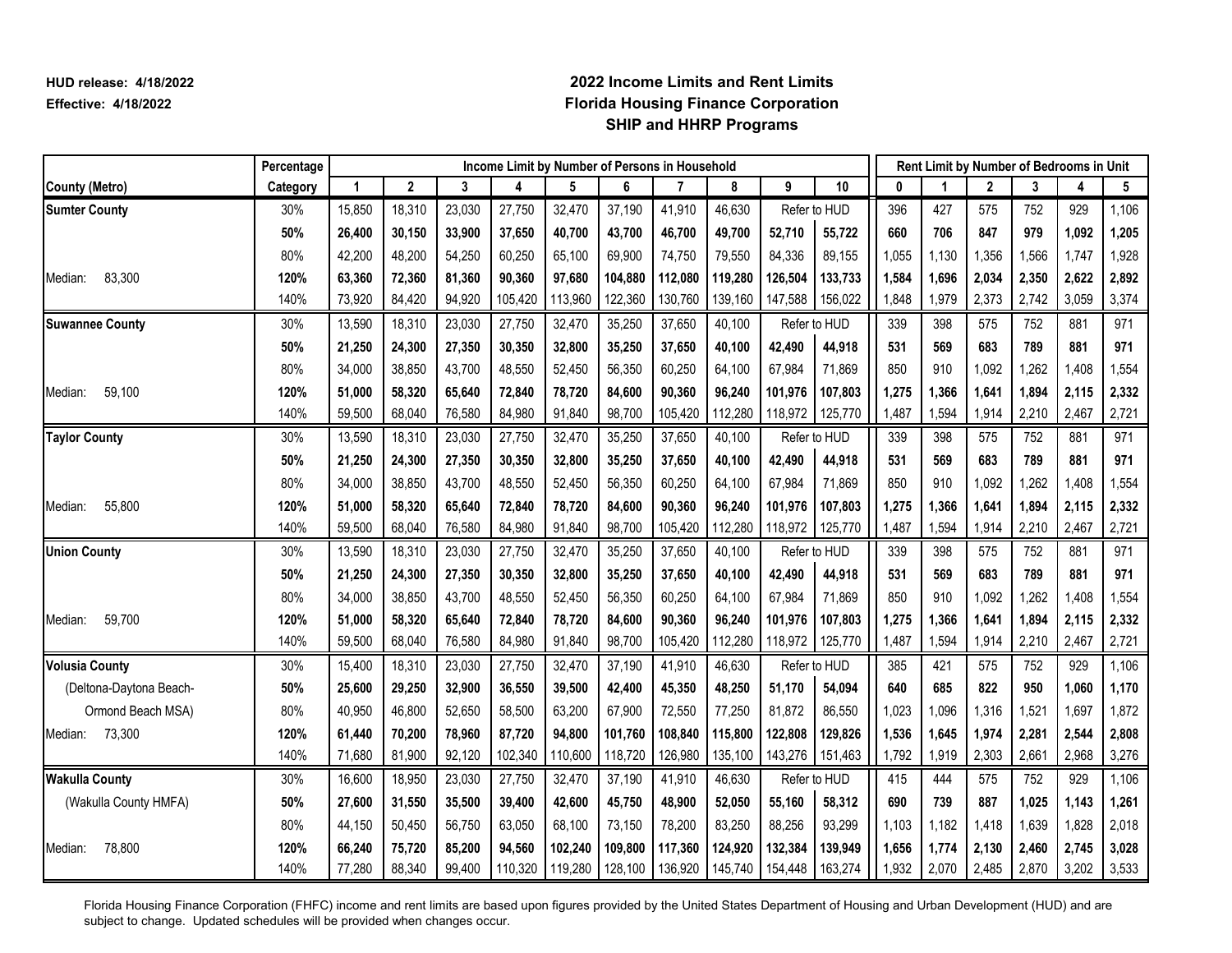HUD release: 4/18/2022
Effective: 4/18/2022

# 2022 Income Limits and Rent Limits
## Florida Housing Finance Corporation
## SHIP and HHRP Programs

| | Percentage | Income Limit by Number of Persons in Household | | | | | | | | | | Rent Limit by Number of Bedrooms in Unit | | | | | |
|---|---|---|---|---|---|---|---|---|---|---|---|---|---|---|---|---|---|
| **County (Metro)** | **Category** | **1** | **2** | **3** | **4** | **5** | **6** | **7** | **8** | **9** | **10** | **0** | **1** | **2** | **3** | **4** | **5** |
| **Sumter County** | 30% | 15,850 | 18,310 | 23,030 | 27,750 | 32,470 | 37,190 | 41,910 | 46,630 | Refer to HUD | | 396 | 427 | 575 | 752 | 929 | 1,106 |
| | **50%** | **26,400** | **30,150** | **33,900** | **37,650** | **40,700** | **43,700** | **46,700** | **49,700** | **52,710** | **55,722** | **660** | **706** | **847** | **979** | **1,092** | **1,205** |
| | 80% | 42,200 | 48,200 | 54,250 | 60,250 | 65,100 | 69,900 | 74,750 | 79,550 | 84,336 | 89,155 | 1,055 | 1,130 | 1,356 | 1,566 | 1,747 | 1,928 |
| Median: 83,300 | **120%** | **63,360** | **72,360** | **81,360** | **90,360** | **97,680** | **104,880** | **112,080** | **119,280** | **126,504** | **133,733** | **1,584** | **1,696** | **2,034** | **2,350** | **2,622** | **2,892** |
| | 140% | 73,920 | 84,420 | 94,920 | 105,420 | 113,960 | 122,360 | 130,760 | 139,160 | 147,588 | 156,022 | 1,848 | 1,979 | 2,373 | 2,742 | 3,059 | 3,374 |
| **Suwannee County** | 30% | 13,590 | 18,310 | 23,030 | 27,750 | 32,470 | 35,250 | 37,650 | 40,100 | Refer to HUD | | 339 | 398 | 575 | 752 | 881 | 971 |
| | **50%** | **21,250** | **24,300** | **27,350** | **30,350** | **32,800** | **35,250** | **37,650** | **40,100** | **42,490** | **44,918** | **531** | **569** | **683** | **789** | **881** | **971** |
| | 80% | 34,000 | 38,850 | 43,700 | 48,550 | 52,450 | 56,350 | 60,250 | 64,100 | 67,984 | 71,869 | 850 | 910 | 1,092 | 1,262 | 1,408 | 1,554 |
| Median: 59,100 | **120%** | **51,000** | **58,320** | **65,640** | **72,840** | **78,720** | **84,600** | **90,360** | **96,240** | **101,976** | **107,803** | **1,275** | **1,366** | **1,641** | **1,894** | **2,115** | **2,332** |
| | 140% | 59,500 | 68,040 | 76,580 | 84,980 | 91,840 | 98,700 | 105,420 | 112,280 | 118,972 | 125,770 | 1,487 | 1,594 | 1,914 | 2,210 | 2,467 | 2,721 |
| **Taylor County** | 30% | 13,590 | 18,310 | 23,030 | 27,750 | 32,470 | 35,250 | 37,650 | 40,100 | Refer to HUD | | 339 | 398 | 575 | 752 | 881 | 971 |
| | **50%** | **21,250** | **24,300** | **27,350** | **30,350** | **32,800** | **35,250** | **37,650** | **40,100** | **42,490** | **44,918** | **531** | **569** | **683** | **789** | **881** | **971** |
| | 80% | 34,000 | 38,850 | 43,700 | 48,550 | 52,450 | 56,350 | 60,250 | 64,100 | 67,984 | 71,869 | 850 | 910 | 1,092 | 1,262 | 1,408 | 1,554 |
| Median: 55,800 | **120%** | **51,000** | **58,320** | **65,640** | **72,840** | **78,720** | **84,600** | **90,360** | **96,240** | **101,976** | **107,803** | **1,275** | **1,366** | **1,641** | **1,894** | **2,115** | **2,332** |
| | 140% | 59,500 | 68,040 | 76,580 | 84,980 | 91,840 | 98,700 | 105,420 | 112,280 | 118,972 | 125,770 | 1,487 | 1,594 | 1,914 | 2,210 | 2,467 | 2,721 |
| **Union County** | 30% | 13,590 | 18,310 | 23,030 | 27,750 | 32,470 | 35,250 | 37,650 | 40,100 | Refer to HUD | | 339 | 398 | 575 | 752 | 881 | 971 |
| | **50%** | **21,250** | **24,300** | **27,350** | **30,350** | **32,800** | **35,250** | **37,650** | **40,100** | **42,490** | **44,918** | **531** | **569** | **683** | **789** | **881** | **971** |
| | 80% | 34,000 | 38,850 | 43,700 | 48,550 | 52,450 | 56,350 | 60,250 | 64,100 | 67,984 | 71,869 | 850 | 910 | 1,092 | 1,262 | 1,408 | 1,554 |
| Median: 59,700 | **120%** | **51,000** | **58,320** | **65,640** | **72,840** | **78,720** | **84,600** | **90,360** | **96,240** | **101,976** | **107,803** | **1,275** | **1,366** | **1,641** | **1,894** | **2,115** | **2,332** |
| | 140% | 59,500 | 68,040 | 76,580 | 84,980 | 91,840 | 98,700 | 105,420 | 112,280 | 118,972 | 125,770 | 1,487 | 1,594 | 1,914 | 2,210 | 2,467 | 2,721 |
| **Volusia County** | 30% | 15,400 | 18,310 | 23,030 | 27,750 | 32,470 | 37,190 | 41,910 | 46,630 | Refer to HUD | | 385 | 421 | 575 | 752 | 929 | 1,106 |
| (Deltona-Daytona Beach- | **50%** | **25,600** | **29,250** | **32,900** | **36,550** | **39,500** | **42,400** | **45,350** | **48,250** | **51,170** | **54,094** | **640** | **685** | **822** | **950** | **1,060** | **1,170** |
| Ormond Beach MSA) | 80% | 40,950 | 46,800 | 52,650 | 58,500 | 63,200 | 67,900 | 72,550 | 77,250 | 81,872 | 86,550 | 1,023 | 1,096 | 1,316 | 1,521 | 1,697 | 1,872 |
| Median: 73,300 | **120%** | **61,440** | **70,200** | **78,960** | **87,720** | **94,800** | **101,760** | **108,840** | **115,800** | **122,808** | **129,826** | **1,536** | **1,645** | **1,974** | **2,281** | **2,544** | **2,808** |
| | 140% | 71,680 | 81,900 | 92,120 | 102,340 | 110,600 | 118,720 | 126,980 | 135,100 | 143,276 | 151,463 | 1,792 | 1,919 | 2,303 | 2,661 | 2,968 | 3,276 |
| **Wakulla County** | 30% | 16,600 | 18,950 | 23,030 | 27,750 | 32,470 | 37,190 | 41,910 | 46,630 | Refer to HUD | | 415 | 444 | 575 | 752 | 929 | 1,106 |
| (Wakulla County HMFA) | **50%** | **27,600** | **31,550** | **35,500** | **39,400** | **42,600** | **45,750** | **48,900** | **52,050** | **55,160** | **58,312** | **690** | **739** | **887** | **1,025** | **1,143** | **1,261** |
| | 80% | 44,150 | 50,450 | 56,750 | 63,050 | 68,100 | 73,150 | 78,200 | 83,250 | 88,256 | 93,299 | 1,103 | 1,182 | 1,418 | 1,639 | 1,828 | 2,018 |
| Median: 78,800 | **120%** | **66,240** | **75,720** | **85,200** | **94,560** | **102,240** | **109,800** | **117,360** | **124,920** | **132,384** | **139,949** | **1,656** | **1,774** | **2,130** | **2,460** | **2,745** | **3,028** |
| | 140% | 77,280 | 88,340 | 99,400 | 110,320 | 119,280 | 128,100 | 136,920 | 145,740 | 154,448 | 163,274 | 1,932 | 2,070 | 2,485 | 2,870 | 3,202 | 3,533 |

Florida Housing Finance Corporation (FHFC) income and rent limits are based upon figures provided by the United States Department of Housing and Urban Development (HUD) and are subject to change. Updated schedules will be provided when changes occur.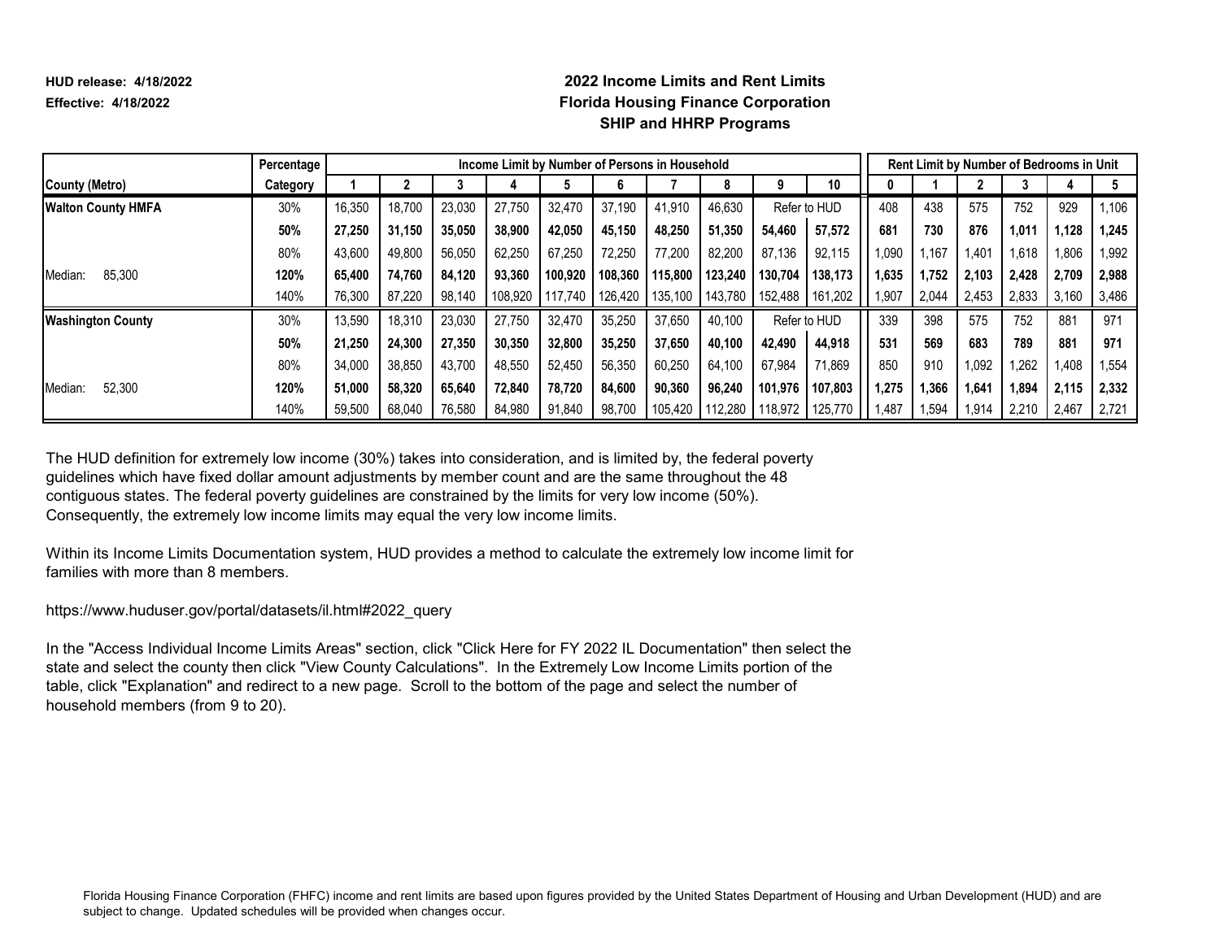HUD release: 4/18/2022
Effective: 4/18/2022

## 2022 Income Limits and Rent Limits
## Florida Housing Finance Corporation
## SHIP and HHRP Programs

| | Percentage | Income Limit by Number of Persons in Household | | | | | | | | | | Rent Limit by Number of Bedrooms in Unit | | | | | |
|---|---|---|---|---|---|---|---|---|---|---|---|---|---|---|---|---|---|
| **County (Metro)** | **Category** | **1** | **2** | **3** | **4** | **5** | **6** | **7** | **8** | **9** | **10** | **0** | **1** | **2** | **3** | **4** | **5** |
| **Walton County HMFA** | 30% | 16,350 | 18,700 | 23,030 | 27,750 | 32,470 | 37,190 | 41,910 | 46,630 | Refer to HUD | | 408 | 438 | 575 | 752 | 929 | 1,106 |
| | **50%** | **27,250** | **31,150** | **35,050** | **38,900** | **42,050** | **45,150** | **48,250** | **51,350** | **54,460** | **57,572** | **681** | **730** | **876** | **1,011** | **1,128** | **1,245** |
| | 80% | 43,600 | 49,800 | 56,050 | 62,250 | 67,250 | 72,250 | 77,200 | 82,200 | 87,136 | 92,115 | 1,090 | 1,167 | 1,401 | 1,618 | 1,806 | 1,992 |
| Median: 85,300 | **120%** | **65,400** | **74,760** | **84,120** | **93,360** | **100,920** | **108,360** | **115,800** | **123,240** | **130,704** | **138,173** | **1,635** | **1,752** | **2,103** | **2,428** | **2,709** | **2,988** |
| | 140% | 76,300 | 87,220 | 98,140 | 108,920 | 117,740 | 126,420 | 135,100 | 143,780 | 152,488 | 161,202 | 1,907 | 2,044 | 2,453 | 2,833 | 3,160 | 3,486 |
| **Washington County** | 30% | 13,590 | 18,310 | 23,030 | 27,750 | 32,470 | 35,250 | 37,650 | 40,100 | Refer to HUD | | 339 | 398 | 575 | 752 | 881 | 971 |
| | **50%** | **21,250** | **24,300** | **27,350** | **30,350** | **32,800** | **35,250** | **37,650** | **40,100** | **42,490** | **44,918** | **531** | **569** | **683** | **789** | **881** | **971** |
| | 80% | 34,000 | 38,850 | 43,700 | 48,550 | 52,450 | 56,350 | 60,250 | 64,100 | 67,984 | 71,869 | 850 | 910 | 1,092 | 1,262 | 1,408 | 1,554 |
| Median: 52,300 | **120%** | **51,000** | **58,320** | **65,640** | **72,840** | **78,720** | **84,600** | **90,360** | **96,240** | **101,976** | **107,803** | **1,275** | **1,366** | **1,641** | **1,894** | **2,115** | **2,332** |
| | 140% | 59,500 | 68,040 | 76,580 | 84,980 | 91,840 | 98,700 | 105,420 | 112,280 | 118,972 | 125,770 | 1,487 | 1,594 | 1,914 | 2,210 | 2,467 | 2,721 |

The HUD definition for extremely low income (30%) takes into consideration, and is limited by, the federal poverty guidelines which have fixed dollar amount adjustments by member count and are the same throughout the 48 contiguous states. The federal poverty guidelines are constrained by the limits for very low income (50%). Consequently, the extremely low income limits may equal the very low income limits.

Within its Income Limits Documentation system, HUD provides a method to calculate the extremely low income limit for families with more than 8 members.

https://www.huduser.gov/portal/datasets/il.html#2022_query

In the "Access Individual Income Limits Areas" section, click "Click Here for FY 2022 IL Documentation" then select the state and select the county then click "View County Calculations". In the Extremely Low Income Limits portion of the table, click "Explanation" and redirect to a new page. Scroll to the bottom of the page and select the number of household members (from 9 to 20).

Florida Housing Finance Corporation (FHFC) income and rent limits are based upon figures provided by the United States Department of Housing and Urban Development (HUD) and are subject to change. Updated schedules will be provided when changes occur.